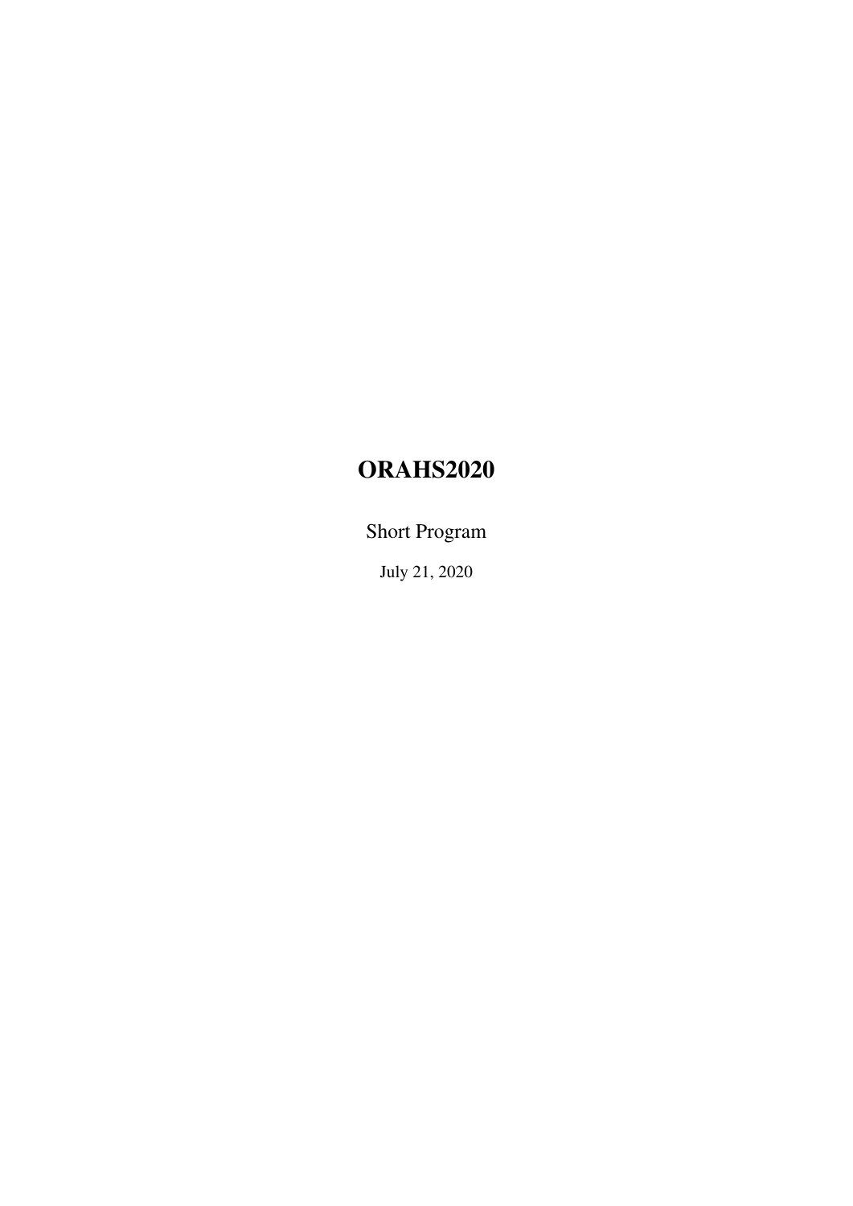# ORAHS2020

Short Program

July 21, 2020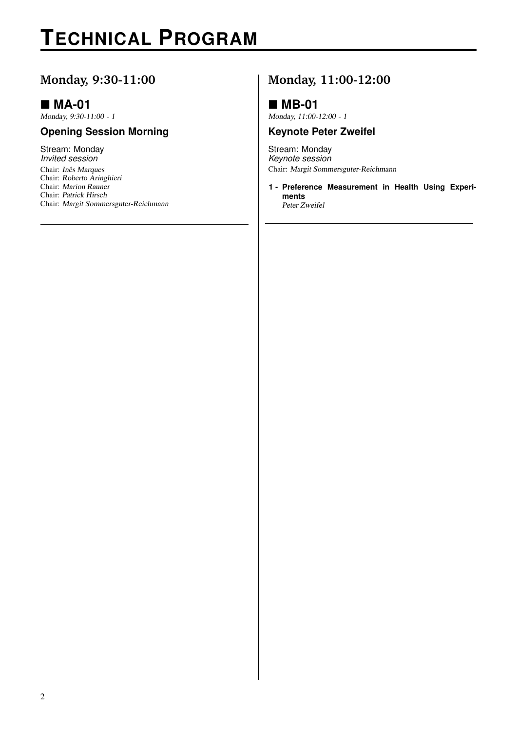# TECHNICAL PROGRAM

## Monday, 9:30-11:00

### ■ MA-01

*Monday, 9:30-11:00 - 1*

#### Opening Session Morning

Stream: Monday
*Invited session*
Chair: *Inês Marques*
Chair: *Roberto Aringhieri*
Chair: *Marion Rauner*
Chair: *Patrick Hirsch*
Chair: *Margit Sommersguter-Reichmann*

## Monday, 11:00-12:00

### ■ MB-01

*Monday, 11:00-12:00 - 1*

#### Keynote Peter Zweifel

Stream: Monday
*Keynote session*
Chair: *Margit Sommersguter-Reichmann*

**1 - Preference Measurement in Health Using Experiments**
*Peter Zweifel*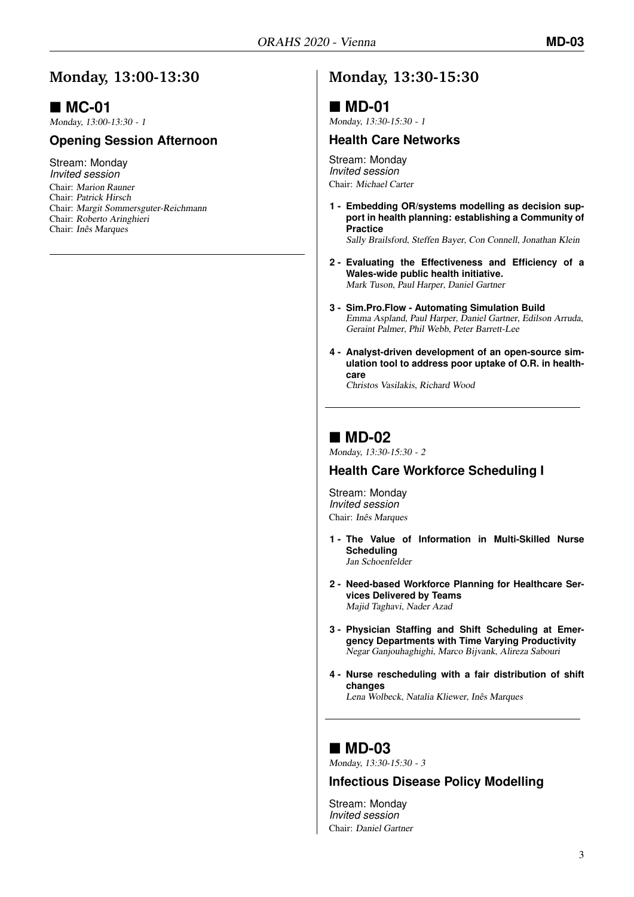## Monday, 13:00-13:30

### ■ MC-01

*Monday, 13:00-13:30 - 1*

#### Opening Session Afternoon

Stream: Monday
*Invited session*
Chair: *Marion Rauner*
Chair: *Patrick Hirsch*
Chair: *Margit Sommersguter-Reichmann*
Chair: *Roberto Aringhieri*
Chair: *Inês Marques*

---

## Monday, 13:30-15:30

### ■ MD-01

*Monday, 13:30-15:30 - 1*

#### Health Care Networks

Stream: Monday
*Invited session*
Chair: *Michael Carter*

1 - **Embedding OR/systems modelling as decision support in health planning: establishing a Community of Practice**
*Sally Brailsford, Steffen Bayer, Con Connell, Jonathan Klein*

2 - **Evaluating the Effectiveness and Efficiency of a Wales-wide public health initiative.**
*Mark Tuson, Paul Harper, Daniel Gartner*

3 - **Sim.Pro.Flow - Automating Simulation Build**
*Emma Aspland, Paul Harper, Daniel Gartner, Edilson Arruda, Geraint Palmer, Phil Webb, Peter Barrett-Lee*

4 - **Analyst-driven development of an open-source simulation tool to address poor uptake of O.R. in healthcare**
*Christos Vasilakis, Richard Wood*

---

### ■ MD-02

*Monday, 13:30-15:30 - 2*

#### Health Care Workforce Scheduling I

Stream: Monday
*Invited session*
Chair: *Inês Marques*

1 - **The Value of Information in Multi-Skilled Nurse Scheduling**
*Jan Schoenfelder*

2 - **Need-based Workforce Planning for Healthcare Services Delivered by Teams**
*Majid Taghavi, Nader Azad*

3 - **Physician Staffing and Shift Scheduling at Emergency Departments with Time Varying Productivity**
*Negar Ganjouhaghighi, Marco Bijvank, Alireza Sabouri*

4 - **Nurse rescheduling with a fair distribution of shift changes**
*Lena Wolbeck, Natalia Kliewer, Inês Marques*

---

### ■ MD-03

*Monday, 13:30-15:30 - 3*

#### Infectious Disease Policy Modelling

Stream: Monday
*Invited session*
Chair: *Daniel Gartner*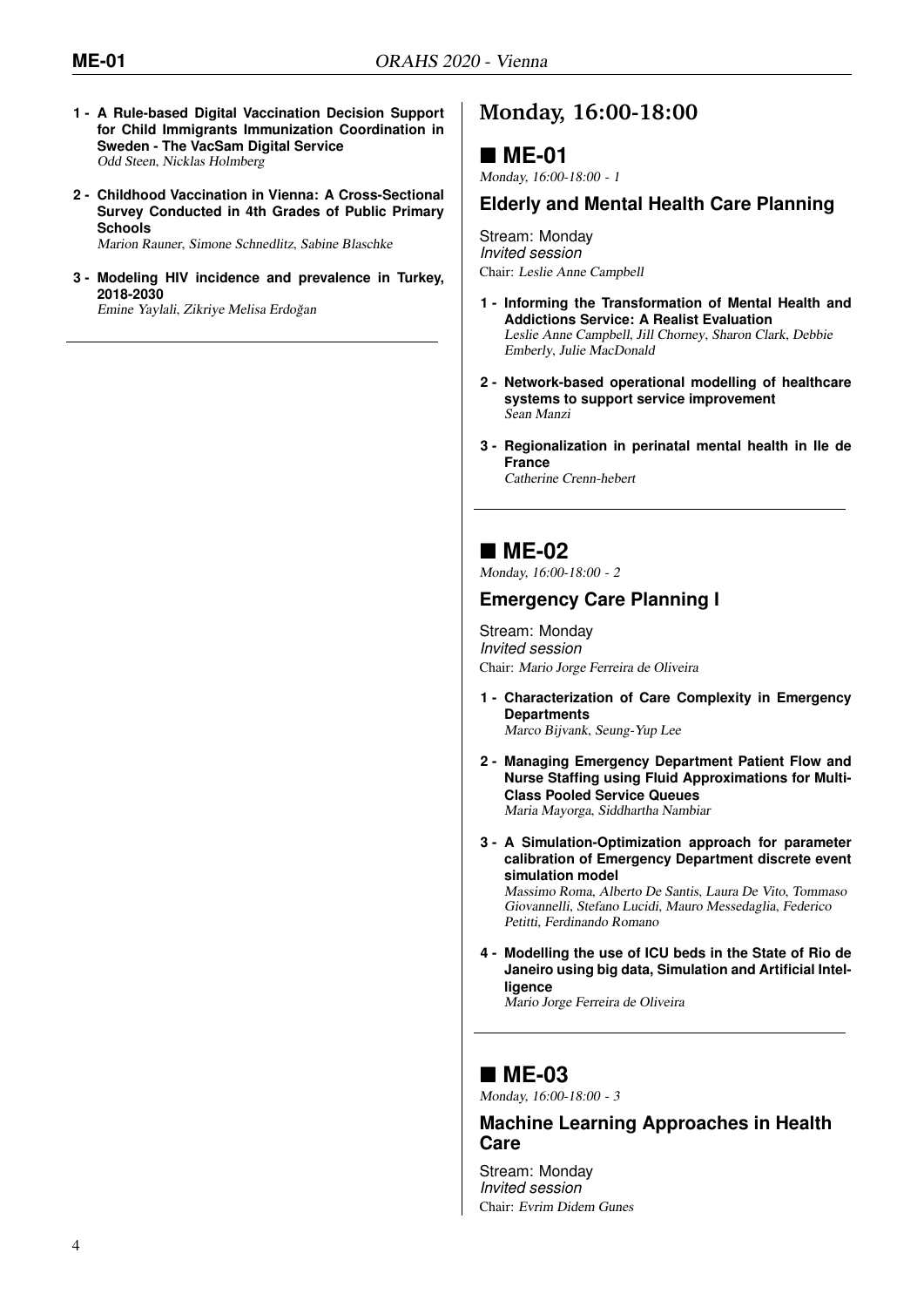1 - **A Rule-based Digital Vaccination Decision Support for Child Immigrants Immunization Coordination in Sweden - The VacSam Digital Service**
*Odd Steen, Nicklas Holmberg*

2 - **Childhood Vaccination in Vienna: A Cross-Sectional Survey Conducted in 4th Grades of Public Primary Schools**
*Marion Rauner, Simone Schnedlitz, Sabine Blaschke*

3 - **Modeling HIV incidence and prevalence in Turkey, 2018-2030**
*Emine Yaylali, Zikriye Melisa Erdoğan*

---

# Monday, 16:00-18:00

## ■ ME-01

*Monday, 16:00-18:00 - 1*

### Elderly and Mental Health Care Planning

Stream: Monday
*Invited session*
Chair: *Leslie Anne Campbell*

1 - **Informing the Transformation of Mental Health and Addictions Service: A Realist Evaluation**
*Leslie Anne Campbell, Jill Chorney, Sharon Clark, Debbie Emberly, Julie MacDonald*

2 - **Network-based operational modelling of healthcare systems to support service improvement**
*Sean Manzi*

3 - **Regionalization in perinatal mental health in Ile de France**
*Catherine Crenn-hebert*

---

## ■ ME-02

*Monday, 16:00-18:00 - 2*

### Emergency Care Planning I

Stream: Monday
*Invited session*
Chair: *Mario Jorge Ferreira de Oliveira*

1 - **Characterization of Care Complexity in Emergency Departments**
*Marco Bijvank, Seung-Yup Lee*

2 - **Managing Emergency Department Patient Flow and Nurse Staffing using Fluid Approximations for Multi-Class Pooled Service Queues**
*Maria Mayorga, Siddhartha Nambiar*

3 - **A Simulation-Optimization approach for parameter calibration of Emergency Department discrete event simulation model**
*Massimo Roma, Alberto De Santis, Laura De Vito, Tommaso Giovannelli, Stefano Lucidi, Mauro Messedaglia, Federico Petitti, Ferdinando Romano*

4 - **Modelling the use of ICU beds in the State of Rio de Janeiro using big data, Simulation and Artificial Intelligence**
*Mario Jorge Ferreira de Oliveira*

---

## ■ ME-03

*Monday, 16:00-18:00 - 3*

### Machine Learning Approaches in Health Care

Stream: Monday
*Invited session*
Chair: *Evrim Didem Gunes*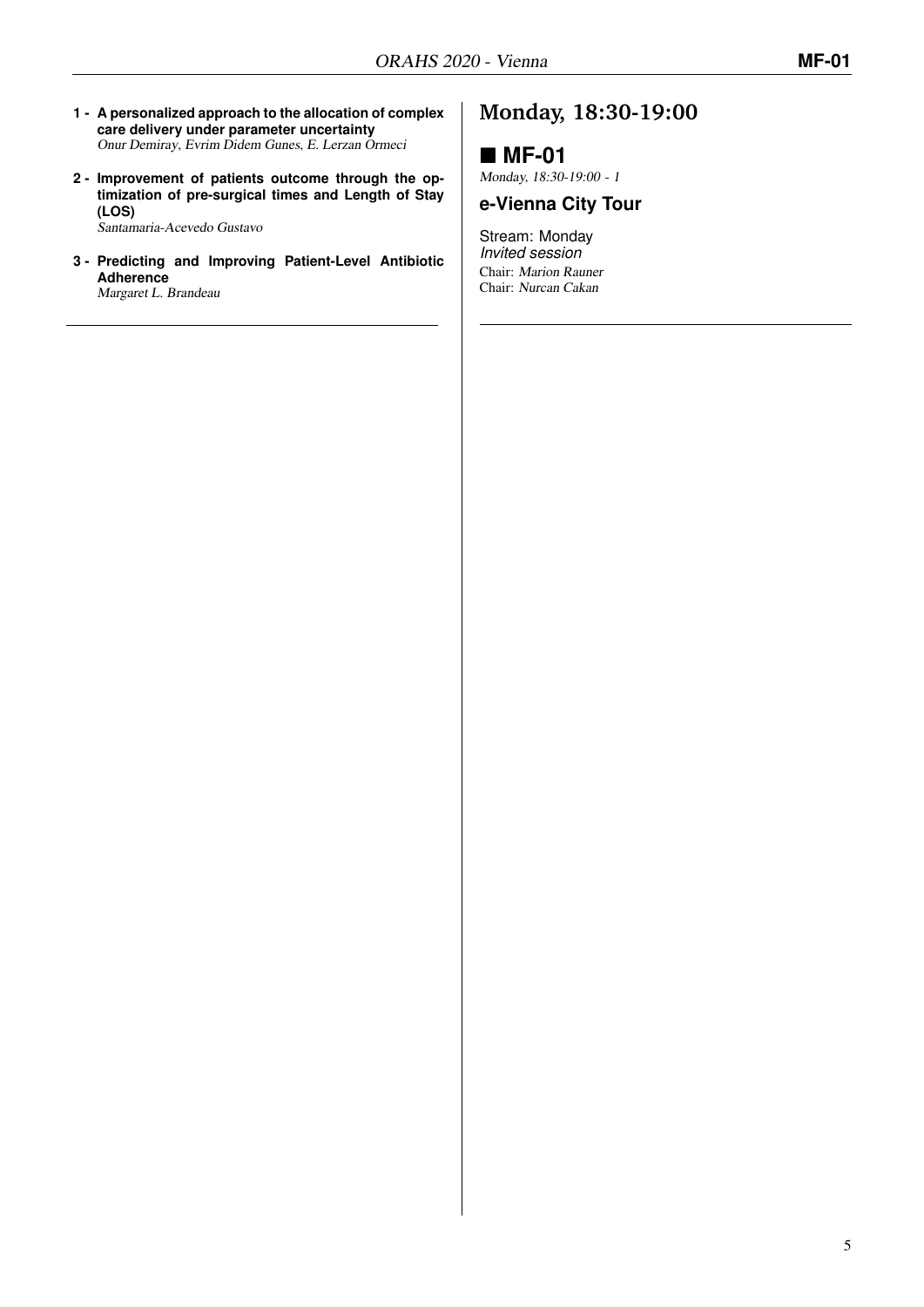1 - **A personalized approach to the allocation of complex care delivery under parameter uncertainty**
*Onur Demiray, Evrim Didem Gunes, E. Lerzan Ormeci*

2 - **Improvement of patients outcome through the optimization of pre-surgical times and Length of Stay (LOS)**
*Santamaria-Acevedo Gustavo*

3 - **Predicting and Improving Patient-Level Antibiotic Adherence**
*Margaret L. Brandeau*

# Monday, 18:30-19:00

## ■ MF-01

*Monday, 18:30-19:00 - 1*

### e-Vienna City Tour

Stream: Monday
*Invited session*
Chair: *Marion Rauner*
Chair: *Nurcan Cakan*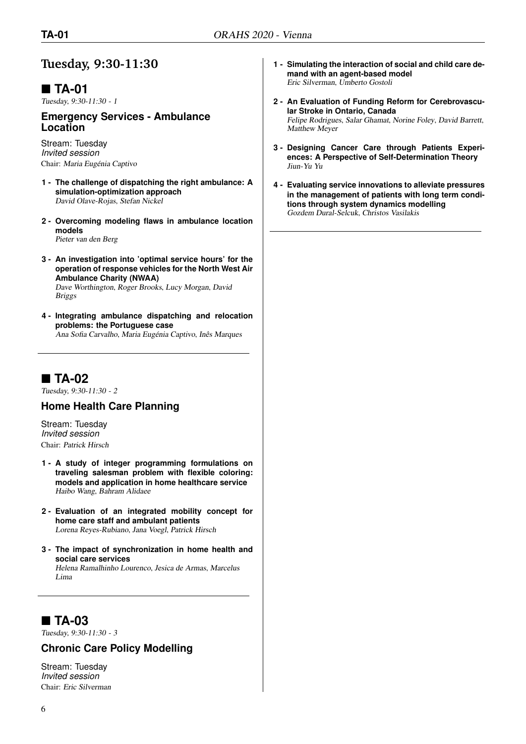## Tuesday, 9:30-11:30

### ■ TA-01

*Tuesday, 9:30-11:30 - 1*

#### Emergency Services - Ambulance Location

Stream: Tuesday
*Invited session*
Chair: *Maria Eugénia Captivo*

1. **The challenge of dispatching the right ambulance: A simulation-optimization approach**
   *David Olave-Rojas, Stefan Nickel*

2. **Overcoming modeling flaws in ambulance location models**
   *Pieter van den Berg*

3. **An investigation into 'optimal service hours' for the operation of response vehicles for the North West Air Ambulance Charity (NWAA)**
   *Dave Worthington, Roger Brooks, Lucy Morgan, David Briggs*

4. **Integrating ambulance dispatching and relocation problems: the Portuguese case**
   *Ana Sofia Carvalho, Maria Eugénia Captivo, Inês Marques*

### ■ TA-02

*Tuesday, 9:30-11:30 - 2*

#### Home Health Care Planning

Stream: Tuesday
*Invited session*
Chair: *Patrick Hirsch*

1. **A study of integer programming formulations on traveling salesman problem with flexible coloring: models and application in home healthcare service**
   *Haibo Wang, Bahram Alidaee*

2. **Evaluation of an integrated mobility concept for home care staff and ambulant patients**
   *Lorena Reyes-Rubiano, Jana Voegl, Patrick Hirsch*

3. **The impact of synchronization in home health and social care services**
   *Helena Ramalhinho Lourenco, Jesica de Armas, Marcelus Lima*

### ■ TA-03

*Tuesday, 9:30-11:30 - 3*

#### Chronic Care Policy Modelling

Stream: Tuesday
*Invited session*
Chair: *Eric Silverman*

1. **Simulating the interaction of social and child care demand with an agent-based model**
   *Eric Silverman, Umberto Gostoli*

2. **An Evaluation of Funding Reform for Cerebrovascular Stroke in Ontario, Canada**
   *Felipe Rodrigues, Salar Ghamat, Norine Foley, David Barrett, Matthew Meyer*

3. **Designing Cancer Care through Patients Experiences: A Perspective of Self-Determination Theory**
   *Jiun-Yu Yu*

4. **Evaluating service innovations to alleviate pressures in the management of patients with long term conditions through system dynamics modelling**
   *Gozdem Dural-Selcuk, Christos Vasilakis*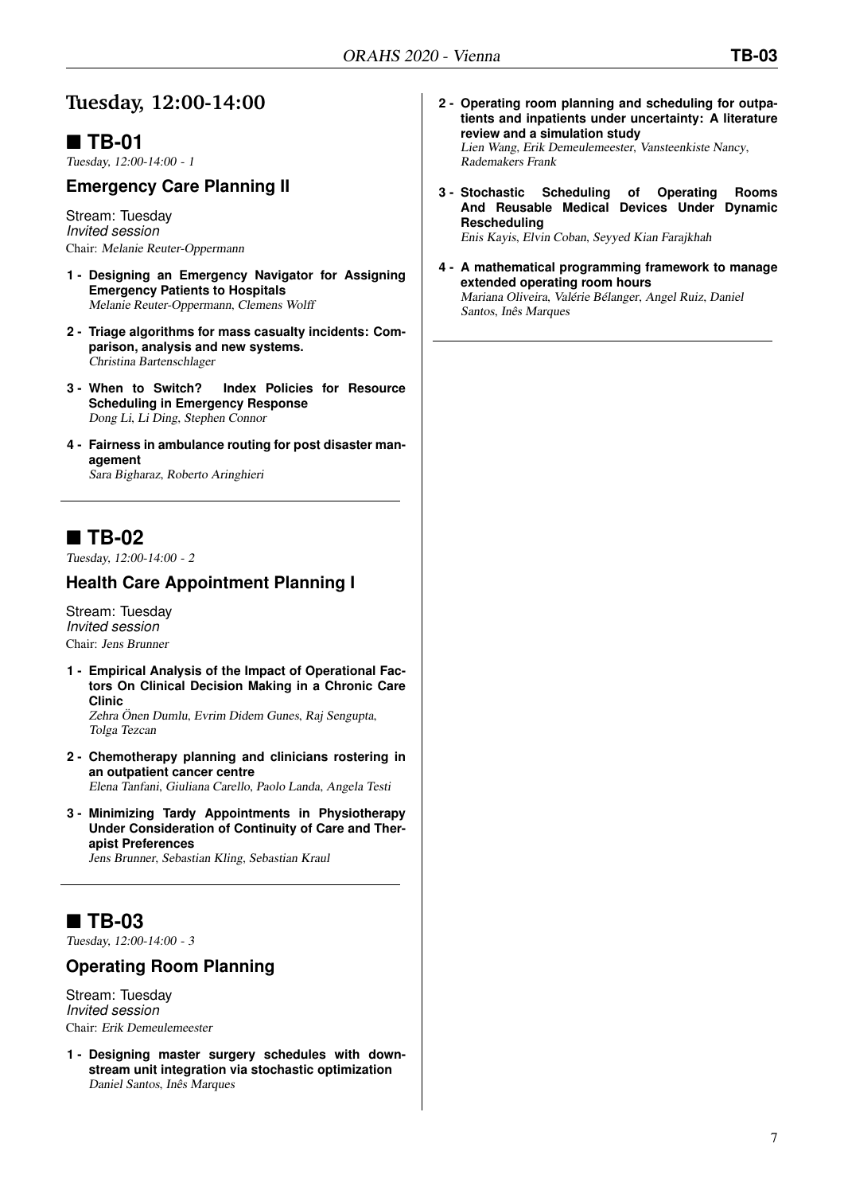# Tuesday, 12:00-14:00

## ■ TB-01

*Tuesday, 12:00-14:00 - 1*

### Emergency Care Planning II

Stream: Tuesday
*Invited session*
Chair: *Melanie Reuter-Oppermann*

1 - **Designing an Emergency Navigator for Assigning Emergency Patients to Hospitals**
*Melanie Reuter-Oppermann, Clemens Wolff*

2 - **Triage algorithms for mass casualty incidents: Comparison, analysis and new systems.**
*Christina Bartenschlager*

3 - **When to Switch? Index Policies for Resource Scheduling in Emergency Response**
*Dong Li, Li Ding, Stephen Connor*

4 - **Fairness in ambulance routing for post disaster management**
*Sara Bigharaz, Roberto Aringhieri*

## ■ TB-02

*Tuesday, 12:00-14:00 - 2*

### Health Care Appointment Planning I

Stream: Tuesday
*Invited session*
Chair: *Jens Brunner*

1 - **Empirical Analysis of the Impact of Operational Factors On Clinical Decision Making in a Chronic Care Clinic**
*Zehra Önen Dumlu, Evrim Didem Gunes, Raj Sengupta, Tolga Tezcan*

2 - **Chemotherapy planning and clinicians rostering in an outpatient cancer centre**
*Elena Tanfani, Giuliana Carello, Paolo Landa, Angela Testi*

3 - **Minimizing Tardy Appointments in Physiotherapy Under Consideration of Continuity of Care and Therapist Preferences**
*Jens Brunner, Sebastian Kling, Sebastian Kraul*

## ■ TB-03

*Tuesday, 12:00-14:00 - 3*

### Operating Room Planning

Stream: Tuesday
*Invited session*
Chair: *Erik Demeulemeester*

1 - **Designing master surgery schedules with downstream unit integration via stochastic optimization**
*Daniel Santos, Inês Marques*

2 - **Operating room planning and scheduling for outpatients and inpatients under uncertainty: A literature review and a simulation study**
*Lien Wang, Erik Demeulemeester, Vansteenkiste Nancy, Rademakers Frank*

3 - **Stochastic Scheduling of Operating Rooms And Reusable Medical Devices Under Dynamic Rescheduling**
*Enis Kayis, Elvin Coban, Seyyed Kian Farajkhah*

4 - **A mathematical programming framework to manage extended operating room hours**
*Mariana Oliveira, Valérie Bélanger, Angel Ruiz, Daniel Santos, Inês Marques*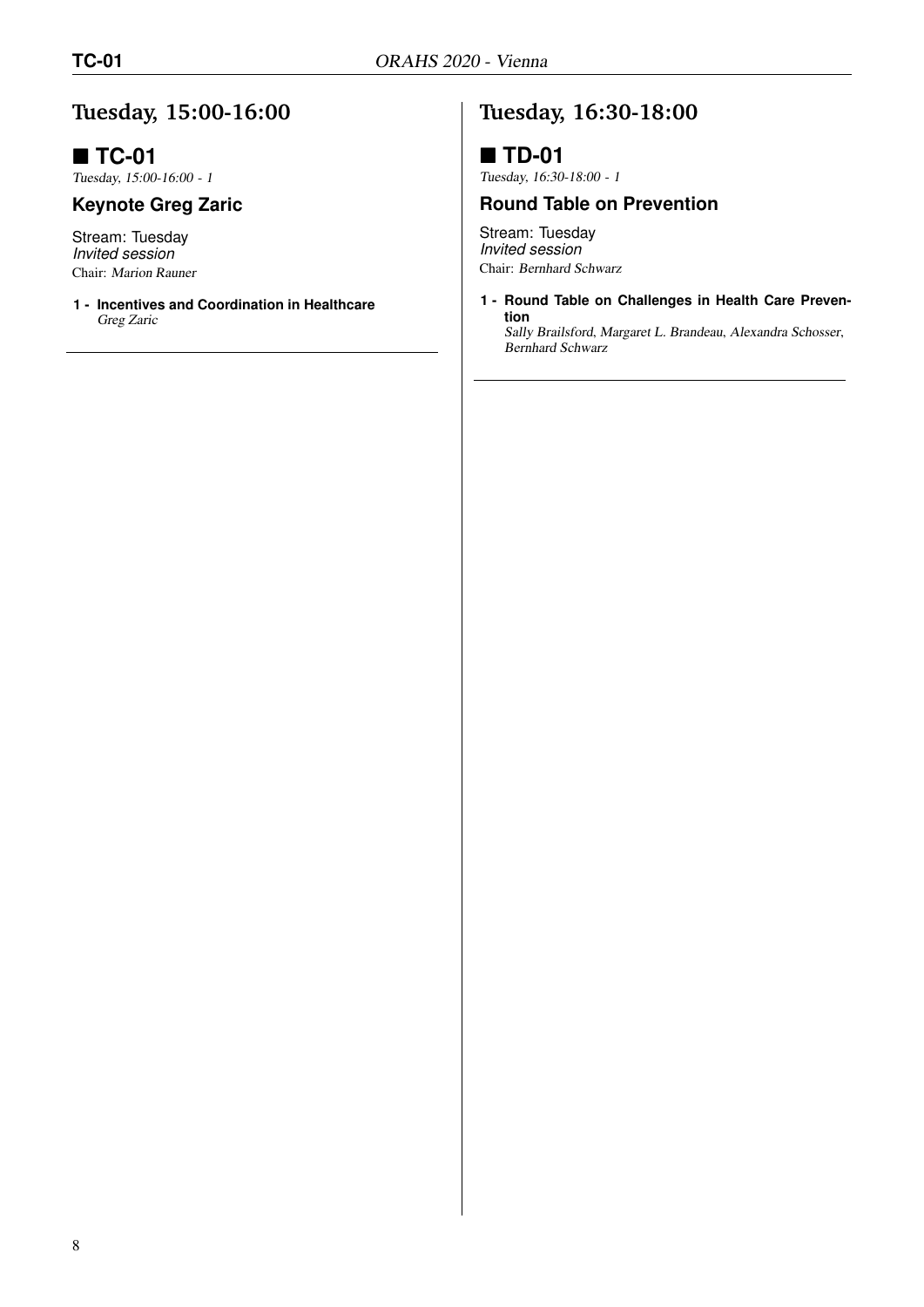## Tuesday, 15:00-16:00

### ■ TC-01

*Tuesday, 15:00-16:00 - 1*

**Keynote Greg Zaric**

Stream: Tuesday
*Invited session*
Chair: *Marion Rauner*

**1 - Incentives and Coordination in Healthcare**
*Greg Zaric*

---

## Tuesday, 16:30-18:00

### ■ TD-01

*Tuesday, 16:30-18:00 - 1*

**Round Table on Prevention**

Stream: Tuesday
*Invited session*
Chair: *Bernhard Schwarz*

**1 - Round Table on Challenges in Health Care Prevention**
*Sally Brailsford, Margaret L. Brandeau, Alexandra Schosser, Bernhard Schwarz*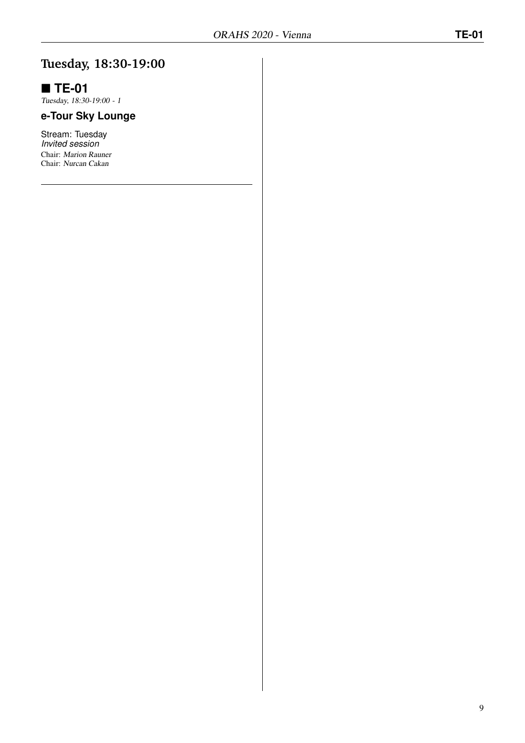# Tuesday, 18:30-19:00

## ■ TE-01

*Tuesday, 18:30-19:00 - 1*

### e-Tour Sky Lounge

Stream: Tuesday
*Invited session*
Chair: *Marion Rauner*
Chair: *Nurcan Cakan*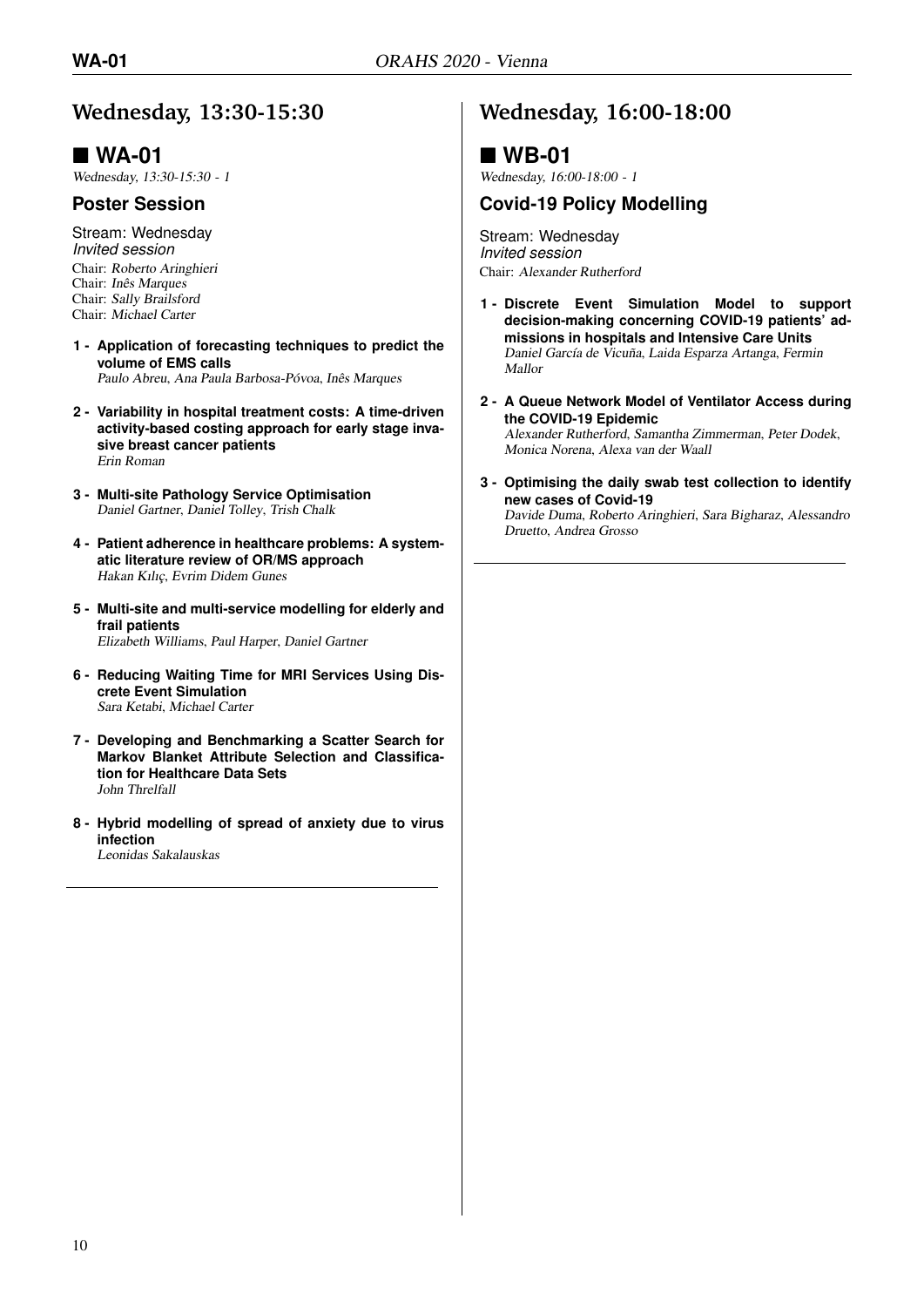## Wednesday, 13:30-15:30

### ■ WA-01

*Wednesday, 13:30-15:30 - 1*

#### Poster Session

Stream: Wednesday
*Invited session*
Chair: *Roberto Aringhieri*
Chair: *Inês Marques*
Chair: *Sally Brailsford*
Chair: *Michael Carter*

1 - **Application of forecasting techniques to predict the volume of EMS calls**
*Paulo Abreu, Ana Paula Barbosa-Póvoa, Inês Marques*

2 - **Variability in hospital treatment costs: A time-driven activity-based costing approach for early stage invasive breast cancer patients**
*Erin Roman*

3 - **Multi-site Pathology Service Optimisation**
*Daniel Gartner, Daniel Tolley, Trish Chalk*

4 - **Patient adherence in healthcare problems: A systematic literature review of OR/MS approach**
*Hakan Kılıç, Evrim Didem Gunes*

5 - **Multi-site and multi-service modelling for elderly and frail patients**
*Elizabeth Williams, Paul Harper, Daniel Gartner*

6 - **Reducing Waiting Time for MRI Services Using Discrete Event Simulation**
*Sara Ketabi, Michael Carter*

7 - **Developing and Benchmarking a Scatter Search for Markov Blanket Attribute Selection and Classification for Healthcare Data Sets**
*John Threlfall*

8 - **Hybrid modelling of spread of anxiety due to virus infection**
*Leonidas Sakalauskas*

## Wednesday, 16:00-18:00

### ■ WB-01

*Wednesday, 16:00-18:00 - 1*

#### Covid-19 Policy Modelling

Stream: Wednesday
*Invited session*
Chair: *Alexander Rutherford*

1 - **Discrete Event Simulation Model to support decision-making concerning COVID-19 patients' admissions in hospitals and Intensive Care Units**
*Daniel García de Vicuña, Laida Esparza Artanga, Fermin Mallor*

2 - **A Queue Network Model of Ventilator Access during the COVID-19 Epidemic**
*Alexander Rutherford, Samantha Zimmerman, Peter Dodek, Monica Norena, Alexa van der Waall*

3 - **Optimising the daily swab test collection to identify new cases of Covid-19**
*Davide Duma, Roberto Aringhieri, Sara Bigharaz, Alessandro Druetto, Andrea Grosso*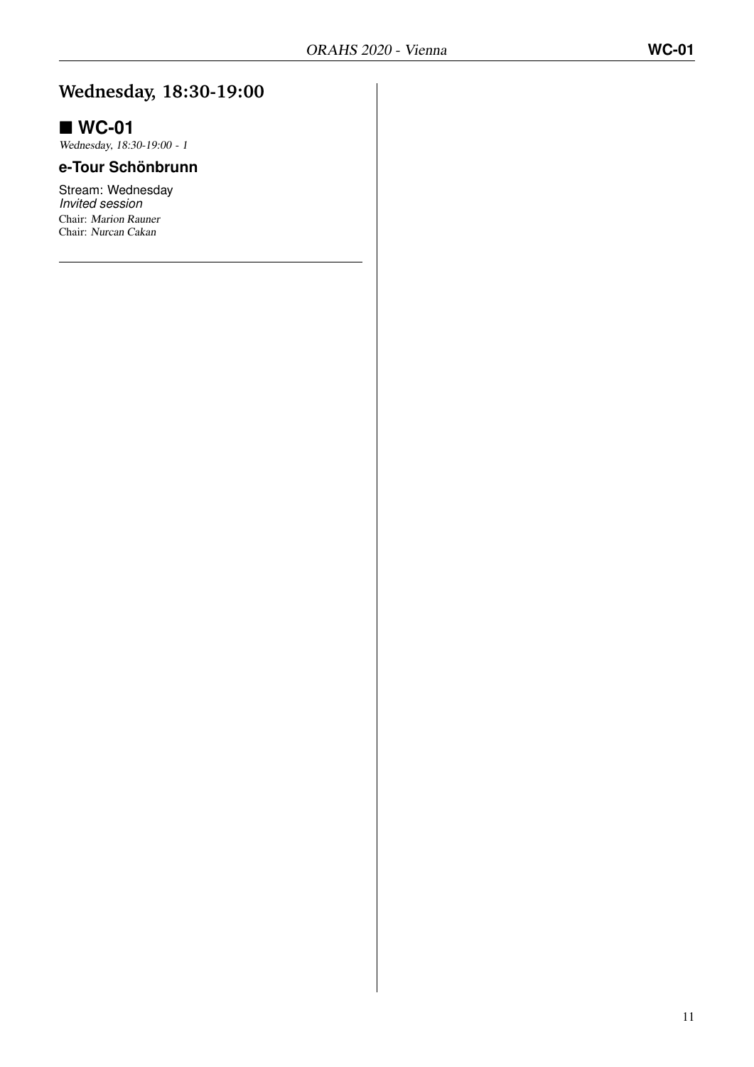## Wednesday, 18:30-19:00

### ■ WC-01

*Wednesday, 18:30-19:00 - 1*

**e-Tour Schönbrunn**

Stream: Wednesday
*Invited session*
Chair: *Marion Rauner*
Chair: *Nurcan Cakan*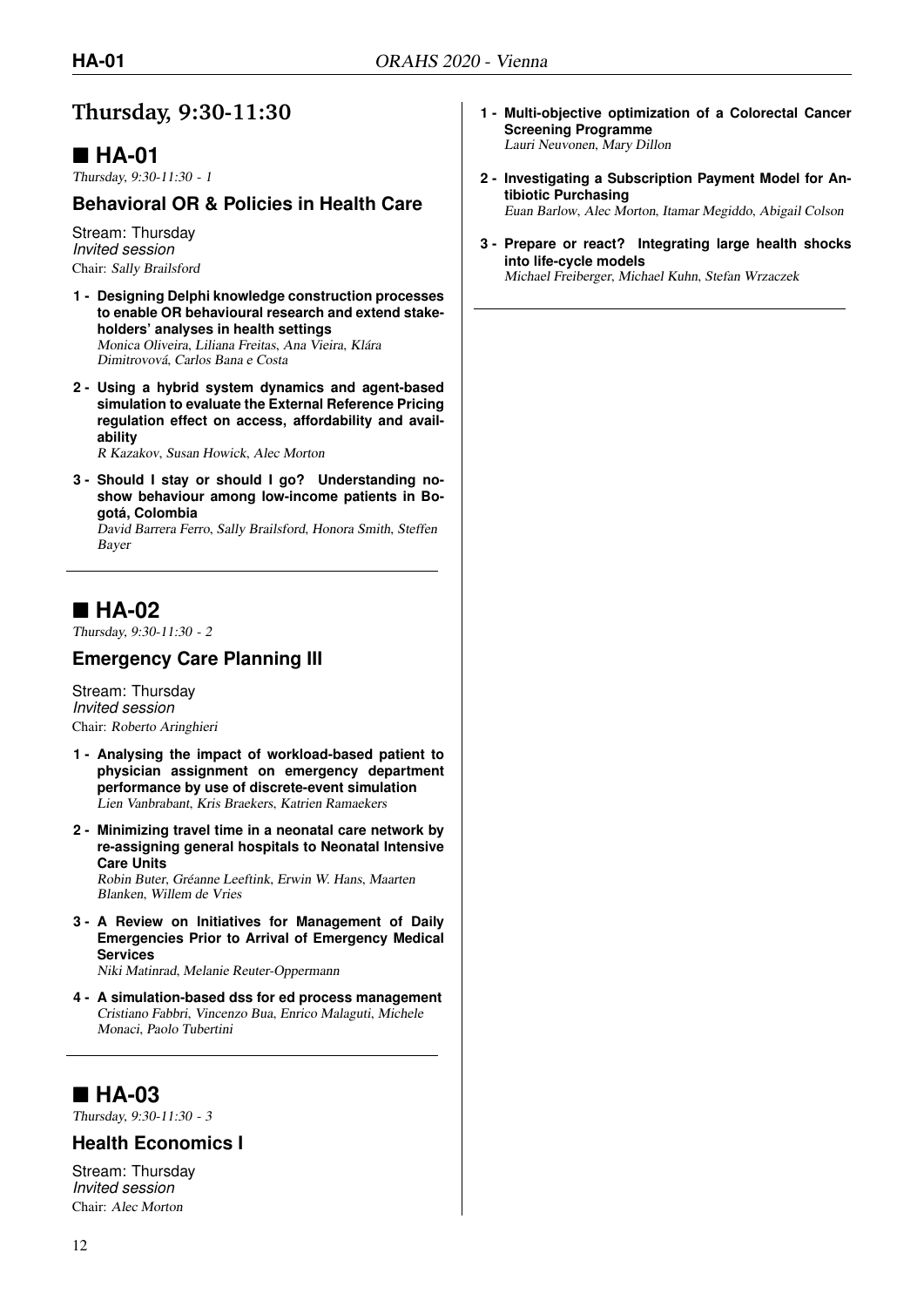## Thursday, 9:30-11:30

### ■ HA-01

*Thursday, 9:30-11:30 - 1*

#### Behavioral OR & Policies in Health Care

Stream: Thursday
*Invited session*
Chair: *Sally Brailsford*

1 - **Designing Delphi knowledge construction processes to enable OR behavioural research and extend stakeholders' analyses in health settings**
*Monica Oliveira, Liliana Freitas, Ana Vieira, Klára Dimitrovová, Carlos Bana e Costa*

2 - **Using a hybrid system dynamics and agent-based simulation to evaluate the External Reference Pricing regulation effect on access, affordability and availability**
*R Kazakov, Susan Howick, Alec Morton*

3 - **Should I stay or should I go? Understanding no-show behaviour among low-income patients in Bogotá, Colombia**
*David Barrera Ferro, Sally Brailsford, Honora Smith, Steffen Bayer*

### ■ HA-02

*Thursday, 9:30-11:30 - 2*

#### Emergency Care Planning III

Stream: Thursday
*Invited session*
Chair: *Roberto Aringhieri*

1 - **Analysing the impact of workload-based patient to physician assignment on emergency department performance by use of discrete-event simulation**
*Lien Vanbrabant, Kris Braekers, Katrien Ramaekers*

2 - **Minimizing travel time in a neonatal care network by re-assigning general hospitals to Neonatal Intensive Care Units**
*Robin Buter, Gréanne Leeftink, Erwin W. Hans, Maarten Blanken, Willem de Vries*

3 - **A Review on Initiatives for Management of Daily Emergencies Prior to Arrival of Emergency Medical Services**
*Niki Matinrad, Melanie Reuter-Oppermann*

4 - **A simulation-based dss for ed process management**
*Cristiano Fabbri, Vincenzo Bua, Enrico Malaguti, Michele Monaci, Paolo Tubertini*

### ■ HA-03

*Thursday, 9:30-11:30 - 3*

#### Health Economics I

Stream: Thursday
*Invited session*
Chair: *Alec Morton*

1 - **Multi-objective optimization of a Colorectal Cancer Screening Programme**
*Lauri Neuvonen, Mary Dillon*

2 - **Investigating a Subscription Payment Model for Antibiotic Purchasing**
*Euan Barlow, Alec Morton, Itamar Megiddo, Abigail Colson*

3 - **Prepare or react? Integrating large health shocks into life-cycle models**
*Michael Freiberger, Michael Kuhn, Stefan Wrzaczek*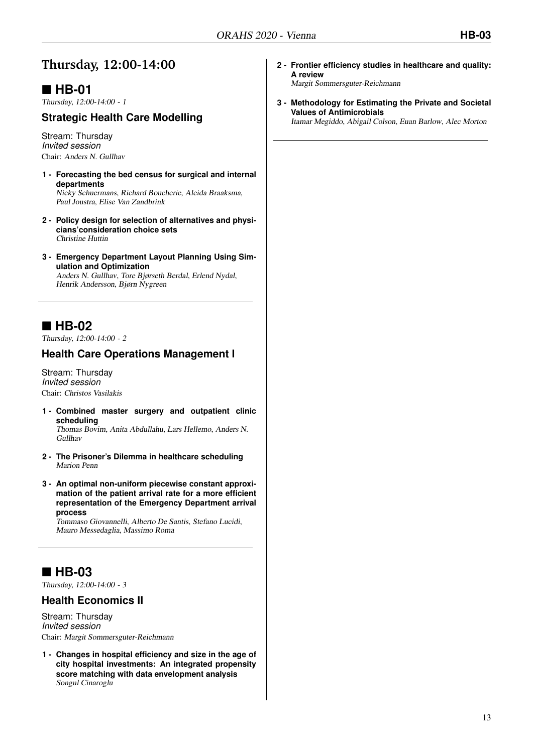# Thursday, 12:00-14:00

## ■ HB-01

*Thursday, 12:00-14:00 - 1*

### Strategic Health Care Modelling

Stream: Thursday
*Invited session*
Chair: *Anders N. Gullhav*

**1 - Forecasting the bed census for surgical and internal departments**
*Nicky Schuermans, Richard Boucherie, Aleida Braaksma, Paul Joustra, Elise Van Zandbrink*

**2 - Policy design for selection of alternatives and physicians'consideration choice sets**
*Christine Huttin*

**3 - Emergency Department Layout Planning Using Simulation and Optimization**
*Anders N. Gullhav, Tore Bjørseth Berdal, Erlend Nydal, Henrik Andersson, Bjørn Nygreen*

## ■ HB-02

*Thursday, 12:00-14:00 - 2*

### Health Care Operations Management I

Stream: Thursday
*Invited session*
Chair: *Christos Vasilakis*

**1 - Combined master surgery and outpatient clinic scheduling**
*Thomas Bovim, Anita Abdullahu, Lars Hellemo, Anders N. Gullhav*

**2 - The Prisoner's Dilemma in healthcare scheduling**
*Marion Penn*

**3 - An optimal non-uniform piecewise constant approximation of the patient arrival rate for a more efficient representation of the Emergency Department arrival process**
*Tommaso Giovannelli, Alberto De Santis, Stefano Lucidi, Mauro Messedaglia, Massimo Roma*

## ■ HB-03

*Thursday, 12:00-14:00 - 3*

### Health Economics II

Stream: Thursday
*Invited session*
Chair: *Margit Sommersguter-Reichmann*

**1 - Changes in hospital efficiency and size in the age of city hospital investments: An integrated propensity score matching with data envelopment analysis**
*Songul Cinaroglu*

**2 - Frontier efficiency studies in healthcare and quality: A review**
*Margit Sommersguter-Reichmann*

**3 - Methodology for Estimating the Private and Societal Values of Antimicrobials**
*Itamar Megiddo, Abigail Colson, Euan Barlow, Alec Morton*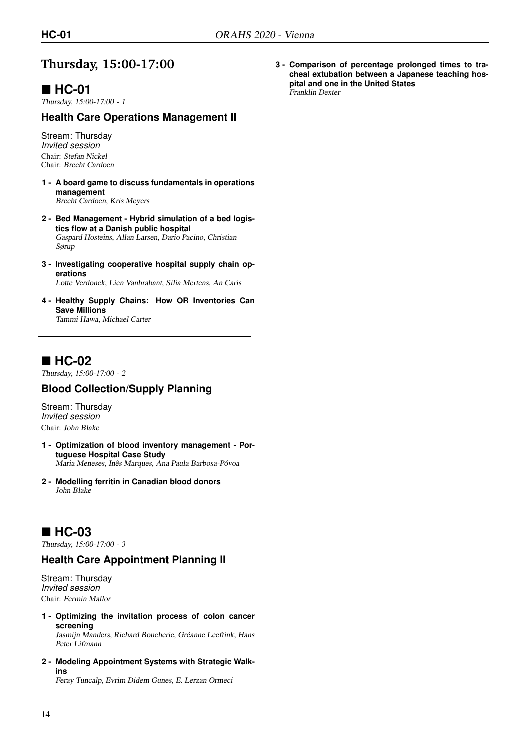# Thursday, 15:00-17:00

## ■ HC-01

*Thursday, 15:00-17:00 - 1*

### Health Care Operations Management II

Stream: Thursday
*Invited session*
Chair: *Stefan Nickel*
Chair: *Brecht Cardoen*

**1 - A board game to discuss fundamentals in operations management**
*Brecht Cardoen, Kris Meyers*

**2 - Bed Management - Hybrid simulation of a bed logistics flow at a Danish public hospital**
*Gaspard Hosteins, Allan Larsen, Dario Pacino, Christian Sørup*

**3 - Investigating cooperative hospital supply chain operations**
*Lotte Verdonck, Lien Vanbrabant, Silia Mertens, An Caris*

**4 - Healthy Supply Chains: How OR Inventories Can Save Millions**
*Tammi Hawa, Michael Carter*

## ■ HC-02

*Thursday, 15:00-17:00 - 2*

### Blood Collection/Supply Planning

Stream: Thursday
*Invited session*
Chair: *John Blake*

**1 - Optimization of blood inventory management - Portuguese Hospital Case Study**
*Maria Meneses, Inês Marques, Ana Paula Barbosa-Póvoa*

**2 - Modelling ferritin in Canadian blood donors**
*John Blake*

## ■ HC-03

*Thursday, 15:00-17:00 - 3*

### Health Care Appointment Planning II

Stream: Thursday
*Invited session*
Chair: *Fermin Mallor*

**1 - Optimizing the invitation process of colon cancer screening**
*Jasmijn Manders, Richard Boucherie, Gréanne Leeftink, Hans Peter Lifmann*

**2 - Modeling Appointment Systems with Strategic Walk-ins**
*Feray Tuncalp, Evrim Didem Gunes, E. Lerzan Ormeci*

**3 - Comparison of percentage prolonged times to tracheal extubation between a Japanese teaching hospital and one in the United States**
*Franklin Dexter*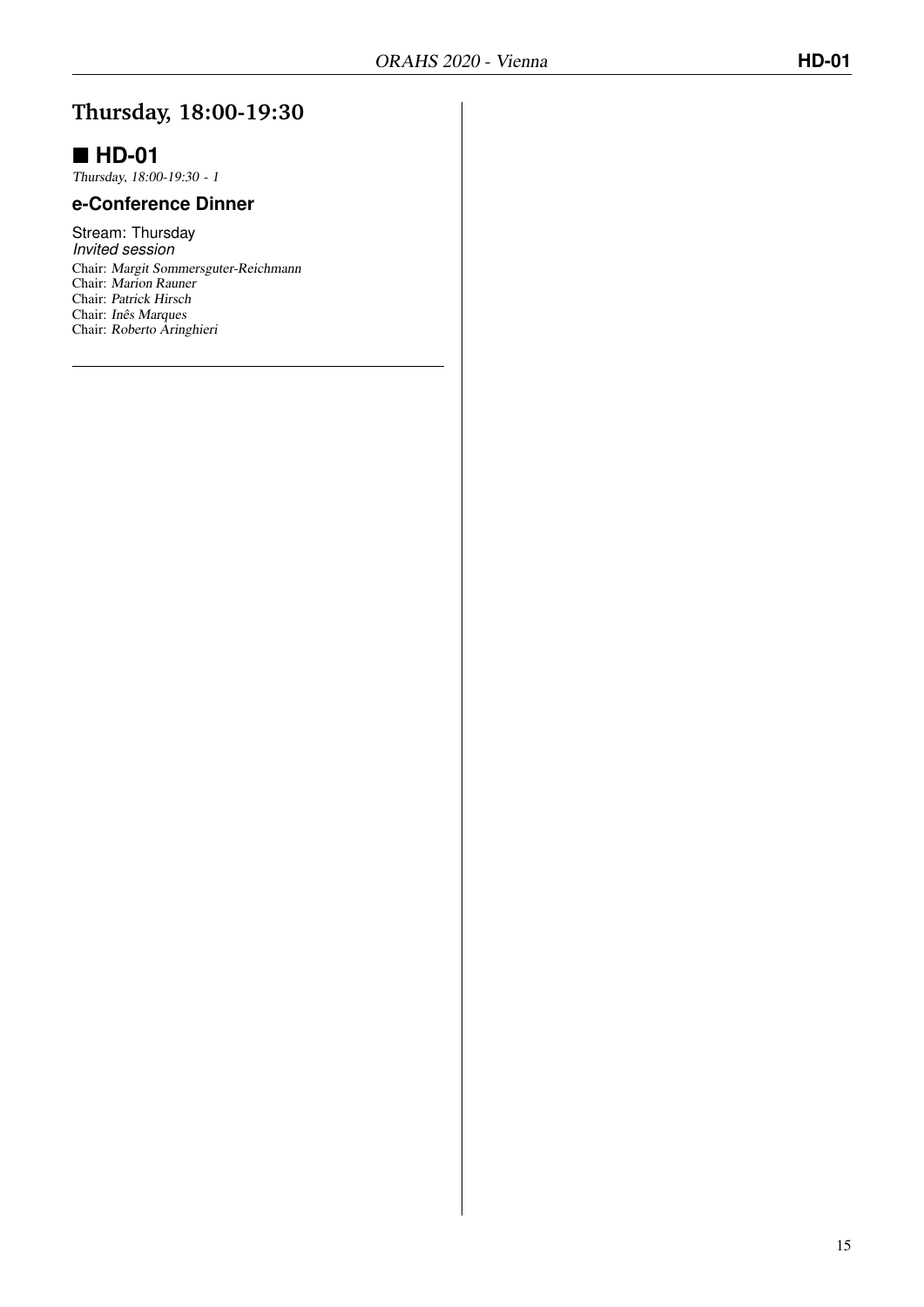# Thursday, 18:00-19:30

## ■ HD-01

*Thursday, 18:00-19:30 - 1*

### e-Conference Dinner

Stream: Thursday
*Invited session*
Chair: *Margit Sommersguter-Reichmann*
Chair: *Marion Rauner*
Chair: *Patrick Hirsch*
Chair: *Inês Marques*
Chair: *Roberto Aringhieri*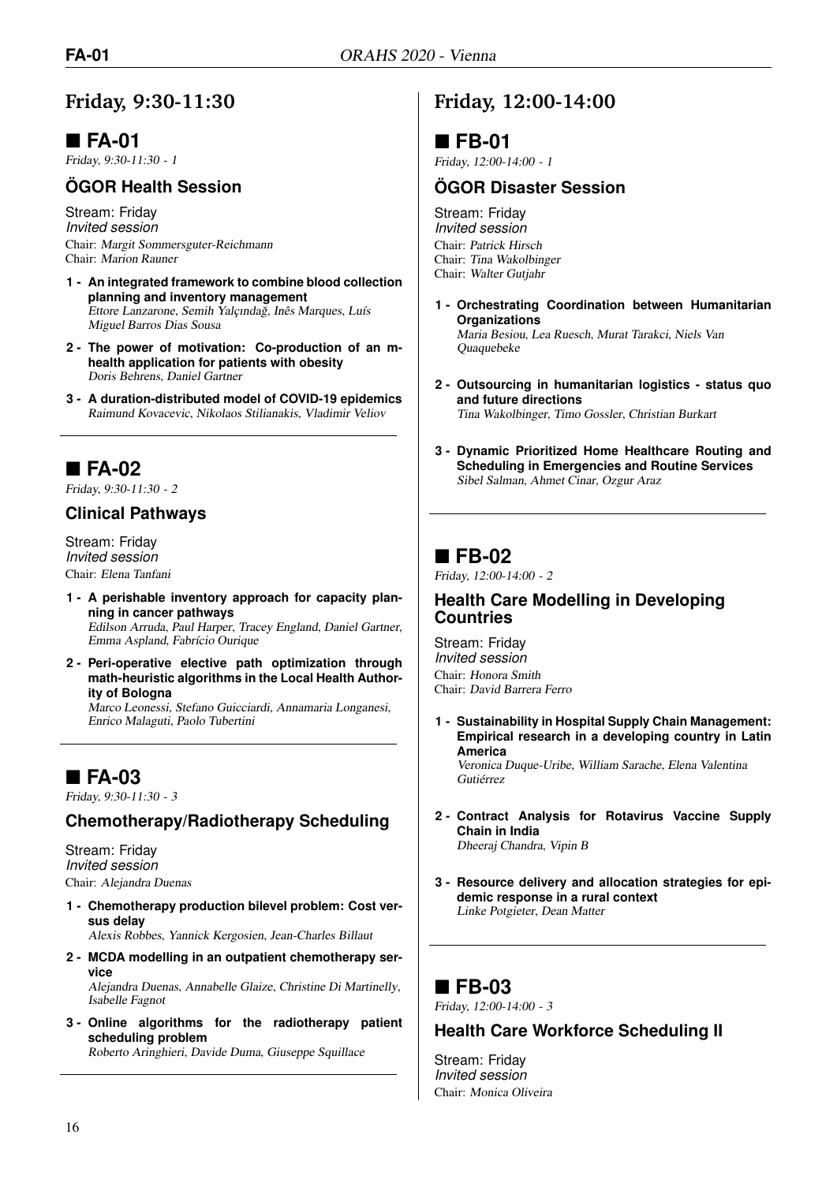## Friday, 9:30-11:30

### ■ FA-01

*Friday, 9:30-11:30 - 1*

#### ÖGOR Health Session

Stream: Friday
*Invited session*
Chair: *Margit Sommersguter-Reichmann*
Chair: *Marion Rauner*

1. **An integrated framework to combine blood collection planning and inventory management**
   *Ettore Lanzarone, Semih Yalçındağ, Inês Marques, Luís Miguel Barros Dias Sousa*
2. **The power of motivation: Co-production of an m-health application for patients with obesity**
   *Doris Behrens, Daniel Gartner*
3. **A duration-distributed model of COVID-19 epidemics**
   *Raimund Kovacevic, Nikolaos Stilianakis, Vladimir Veliov*

### ■ FA-02

*Friday, 9:30-11:30 - 2*

#### Clinical Pathways

Stream: Friday
*Invited session*
Chair: *Elena Tanfani*

1. **A perishable inventory approach for capacity planning in cancer pathways**
   *Edilson Arruda, Paul Harper, Tracey England, Daniel Gartner, Emma Aspland, Fabrício Ourique*
2. **Peri-operative elective path optimization through math-heuristic algorithms in the Local Health Authority of Bologna**
   *Marco Leonessi, Stefano Guicciardi, Annamaria Longanesi, Enrico Malaguti, Paolo Tubertini*

### ■ FA-03

*Friday, 9:30-11:30 - 3*

#### Chemotherapy/Radiotherapy Scheduling

Stream: Friday
*Invited session*
Chair: *Alejandra Duenas*

1. **Chemotherapy production bilevel problem: Cost versus delay**
   *Alexis Robbes, Yannick Kergosien, Jean-Charles Billaut*
2. **MCDA modelling in an outpatient chemotherapy service**
   *Alejandra Duenas, Annabelle Glaize, Christine Di Martinelly, Isabelle Fagnot*
3. **Online algorithms for the radiotherapy patient scheduling problem**
   *Roberto Aringhieri, Davide Duma, Giuseppe Squillace*

## Friday, 12:00-14:00

### ■ FB-01

*Friday, 12:00-14:00 - 1*

#### ÖGOR Disaster Session

Stream: Friday
*Invited session*
Chair: *Patrick Hirsch*
Chair: *Tina Wakolbinger*
Chair: *Walter Gutjahr*

1. **Orchestrating Coordination between Humanitarian Organizations**
   *Maria Besiou, Lea Ruesch, Murat Tarakci, Niels Van Quaquebeke*
2. **Outsourcing in humanitarian logistics - status quo and future directions**
   *Tina Wakolbinger, Timo Gossler, Christian Burkart*
3. **Dynamic Prioritized Home Healthcare Routing and Scheduling in Emergencies and Routine Services**
   *Sibel Salman, Ahmet Cinar, Ozgur Araz*

### ■ FB-02

*Friday, 12:00-14:00 - 2*

#### Health Care Modelling in Developing Countries

Stream: Friday
*Invited session*
Chair: *Honora Smith*
Chair: *David Barrera Ferro*

1. **Sustainability in Hospital Supply Chain Management: Empirical research in a developing country in Latin America**
   *Veronica Duque-Uribe, William Sarache, Elena Valentina Gutiérrez*
2. **Contract Analysis for Rotavirus Vaccine Supply Chain in India**
   *Dheeraj Chandra, Vipin B*
3. **Resource delivery and allocation strategies for epidemic response in a rural context**
   *Linke Potgieter, Dean Matter*

### ■ FB-03

*Friday, 12:00-14:00 - 3*

#### Health Care Workforce Scheduling II

Stream: Friday
*Invited session*
Chair: *Monica Oliveira*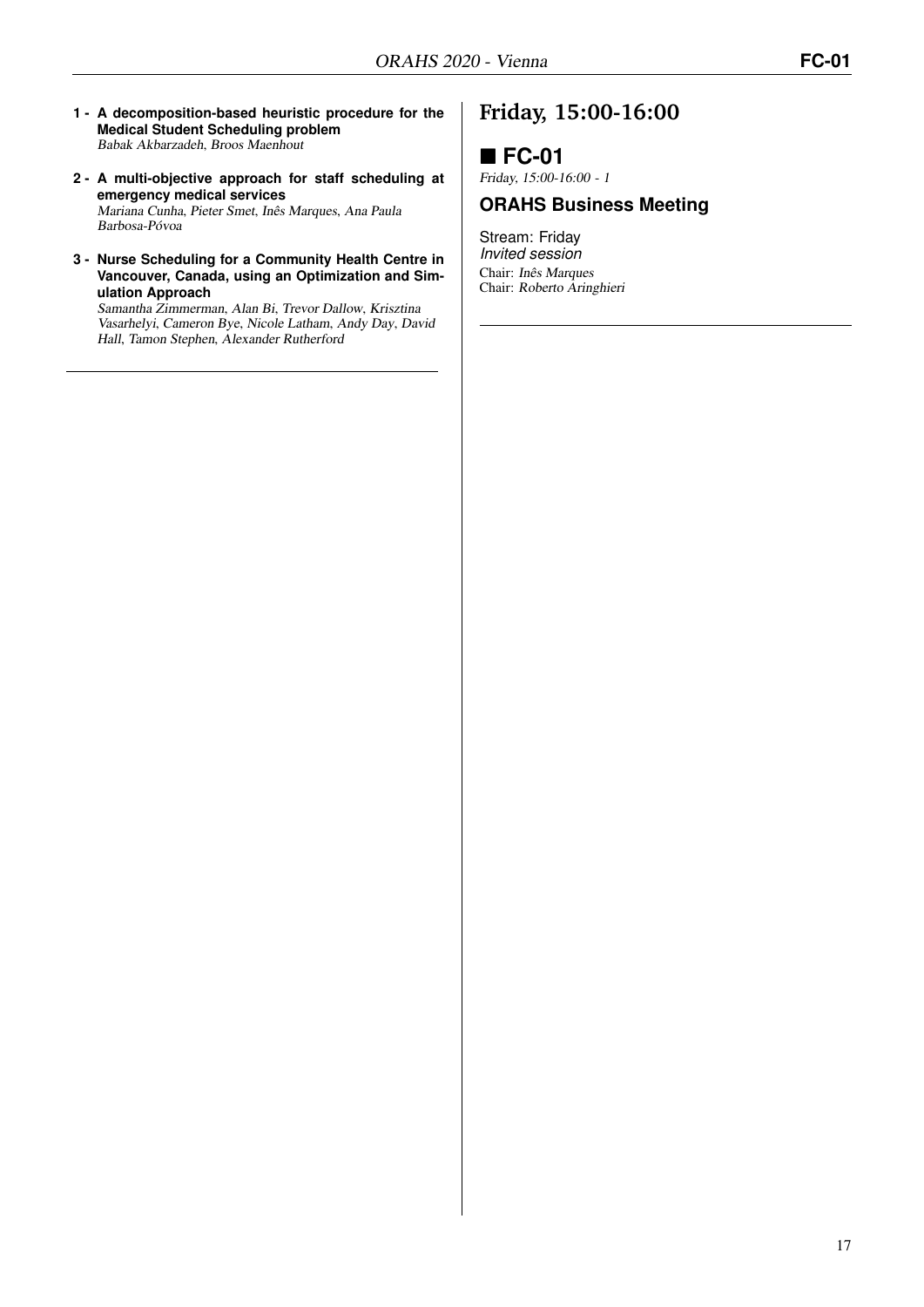1 - **A decomposition-based heuristic procedure for the Medical Student Scheduling problem**
*Babak Akbarzadeh, Broos Maenhout*

2 - **A multi-objective approach for staff scheduling at emergency medical services**
*Mariana Cunha, Pieter Smet, Inês Marques, Ana Paula Barbosa-Póvoa*

3 - **Nurse Scheduling for a Community Health Centre in Vancouver, Canada, using an Optimization and Simulation Approach**
*Samantha Zimmerman, Alan Bi, Trevor Dallow, Krisztina Vasarhelyi, Cameron Bye, Nicole Latham, Andy Day, David Hall, Tamon Stephen, Alexander Rutherford*

# Friday, 15:00-16:00

## ■ FC-01

*Friday, 15:00-16:00 - 1*

### ORAHS Business Meeting

Stream: Friday
*Invited session*
Chair: *Inês Marques*
Chair: *Roberto Aringhieri*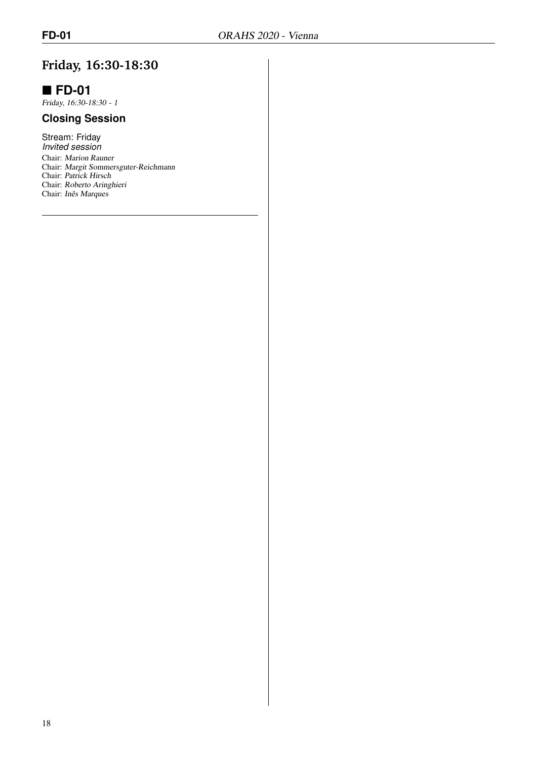# Friday, 16:30-18:30

## ■ FD-01

*Friday, 16:30-18:30 - 1*

### Closing Session

Stream: Friday
*Invited session*
Chair: *Marion Rauner*
Chair: *Margit Sommersguter-Reichmann*
Chair: *Patrick Hirsch*
Chair: *Roberto Aringhieri*
Chair: *Inês Marques*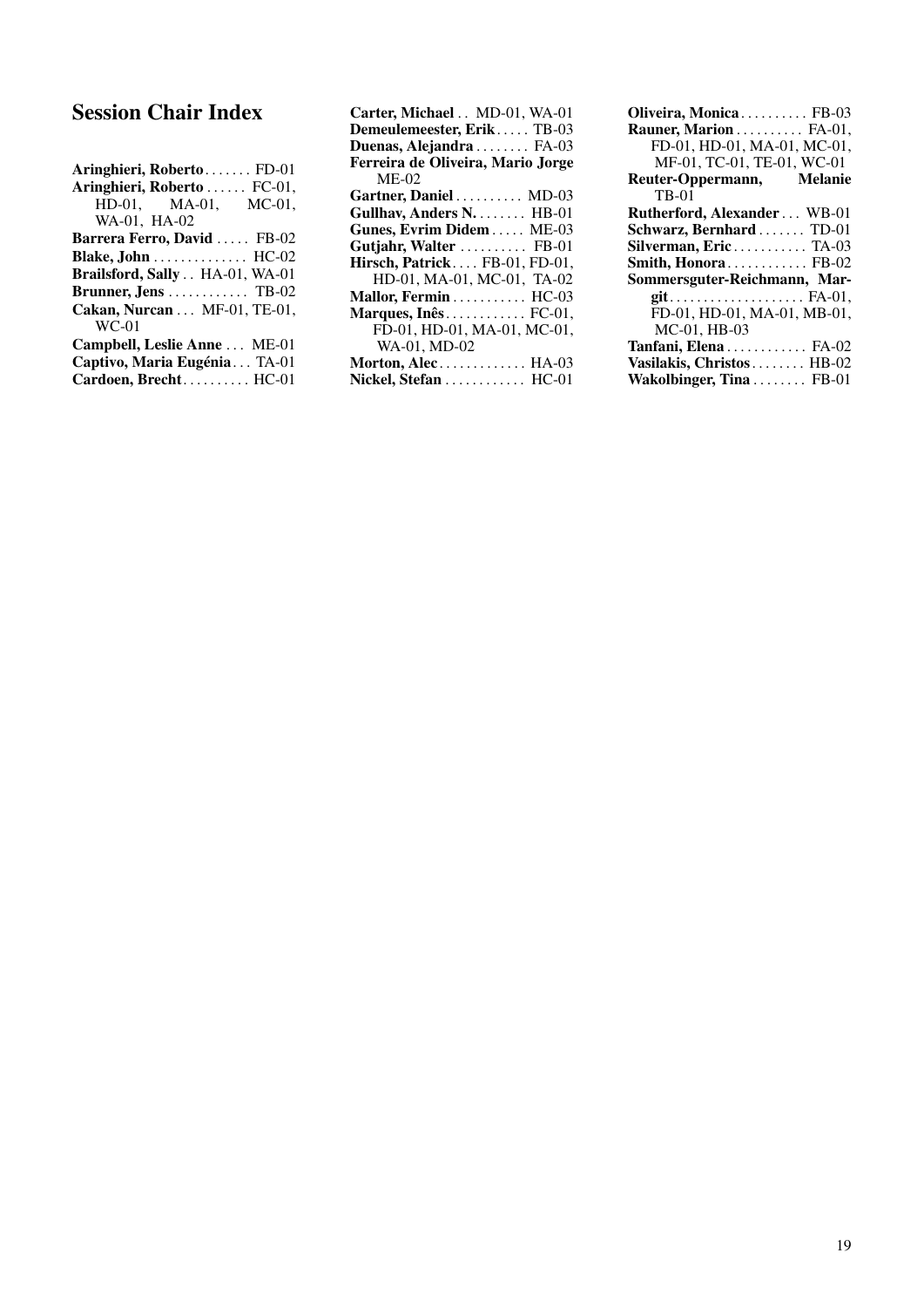# Session Chair Index

**Aringhieri, Roberto** . . . . . . . FD-01
**Aringhieri, Roberto** . . . . . . FC-01, HD-01, MA-01, MC-01, WA-01, HA-02
**Barrera Ferro, David** . . . . . FB-02
**Blake, John** . . . . . . . . . . . . . . HC-02
**Brailsford, Sally** . . HA-01, WA-01
**Brunner, Jens** . . . . . . . . . . . . TB-02
**Cakan, Nurcan** . . . MF-01, TE-01, WC-01
**Campbell, Leslie Anne** . . . ME-01
**Captivo, Maria Eugénia** . . . TA-01
**Cardoen, Brecht** . . . . . . . . . . HC-01
**Carter, Michael** . . MD-01, WA-01
**Demeulemeester, Erik** . . . . . TB-03
**Duenas, Alejandra** . . . . . . . . FA-03
**Ferreira de Oliveira, Mario Jorge** ME-02
**Gartner, Daniel** . . . . . . . . . . MD-03
**Gullhav, Anders N.** . . . . . . . . HB-01
**Gunes, Evrim Didem** . . . . . ME-03
**Gutjahr, Walter** . . . . . . . . . . FB-01
**Hirsch, Patrick** . . . . FB-01, FD-01, HD-01, MA-01, MC-01, TA-02
**Mallor, Fermin** . . . . . . . . . . . HC-03
**Marques, Inês** . . . . . . . . . . . . FC-01, FD-01, HD-01, MA-01, MC-01, WA-01, MD-02
**Morton, Alec** . . . . . . . . . . . . . HA-03
**Nickel, Stefan** . . . . . . . . . . . . HC-01
**Oliveira, Monica** . . . . . . . . . . FB-03
**Rauner, Marion** . . . . . . . . . . FA-01, FD-01, HD-01, MA-01, MC-01, MF-01, TC-01, TE-01, WC-01
**Reuter-Oppermann, Melanie** TB-01
**Rutherford, Alexander** . . . WB-01
**Schwarz, Bernhard** . . . . . . . TD-01
**Silverman, Eric** . . . . . . . . . . . TA-03
**Smith, Honora** . . . . . . . . . . . . FB-02
**Sommersguter-Reichmann, Margit** . . . . . . . . . . . . . . . . . . . . FA-01, FD-01, HD-01, MA-01, MB-01, MC-01, HB-03
**Tanfani, Elena** . . . . . . . . . . . . FA-02
**Vasilakis, Christos** . . . . . . . . HB-02
**Wakolbinger, Tina** . . . . . . . . FB-01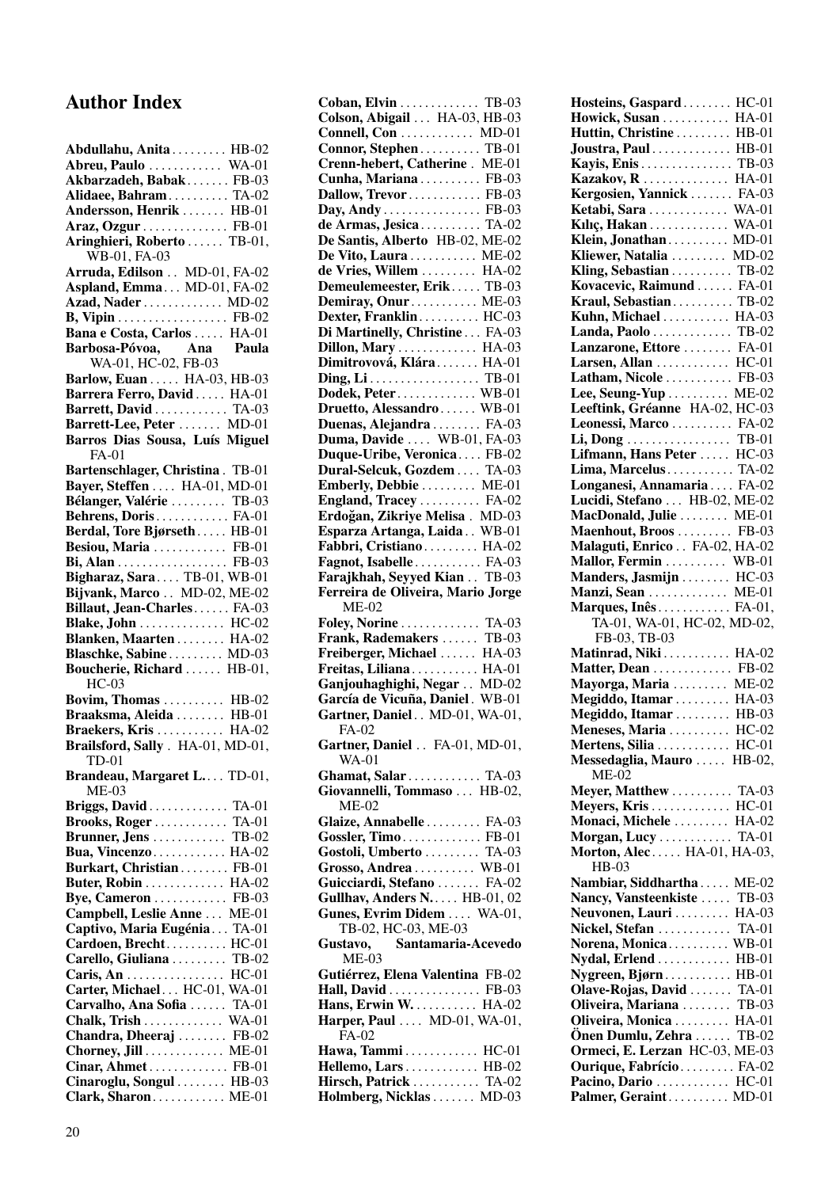# Author Index

**Abdullahu, Anita** . . . . . . . . . HB-02
**Abreu, Paulo** . . . . . . . . . . . . WA-01
**Akbarzadeh, Babak** . . . . . . . FB-03
**Alidaee, Bahram** . . . . . . . . . . TA-02
**Andersson, Henrik** . . . . . . . HB-01
**Araz, Ozgur** . . . . . . . . . . . . . . FB-01
**Aringhieri, Roberto** . . . . . . TB-01, WB-01, FA-03
**Arruda, Edilson** . . MD-01, FA-02
**Aspland, Emma** . . . MD-01, FA-02
**Azad, Nader** . . . . . . . . . . . . . MD-02
**B, Vipin** . . . . . . . . . . . . . . . . . . FB-02
**Bana e Costa, Carlos** . . . . . HA-01
**Barbosa-Póvoa, Ana Paula** WA-01, HC-02, FB-03
**Barlow, Euan** . . . . . HA-03, HB-03
**Barrera Ferro, David** . . . . . HA-01
**Barrett, David** . . . . . . . . . . . . TA-03
**Barrett-Lee, Peter** . . . . . . . MD-01
**Barros Dias Sousa, Luís Miguel** FA-01
**Bartenschlager, Christina** . TB-01
**Bayer, Steffen** . . . . HA-01, MD-01
**Bélanger, Valérie** . . . . . . . . . TB-03
**Behrens, Doris** . . . . . . . . . . . . FA-01
**Berdal, Tore Bjørseth** . . . . . HB-01
**Besiou, Maria** . . . . . . . . . . . . FB-01
**Bi, Alan** . . . . . . . . . . . . . . . . . . FB-03
**Bigharaz, Sara** . . . . TB-01, WB-01
**Bijvank, Marco** . . MD-02, ME-02
**Billaut, Jean-Charles** . . . . . . FA-03
**Blake, John** . . . . . . . . . . . . . . HC-02
**Blanken, Maarten** . . . . . . . . HA-02
**Blaschke, Sabine** . . . . . . . . . MD-03
**Boucherie, Richard** . . . . . . HB-01, HC-03
**Bovim, Thomas** . . . . . . . . . . HB-02
**Braaksma, Aleida** . . . . . . . . HB-01
**Braekers, Kris** . . . . . . . . . . . HA-02
**Brailsford, Sally** . HA-01, MD-01, TD-01
**Brandeau, Margaret L.** . . . TD-01, ME-03
**Briggs, David** . . . . . . . . . . . . . TA-01
**Brooks, Roger** . . . . . . . . . . . . TA-01
**Brunner, Jens** . . . . . . . . . . . . TB-02
**Bua, Vincenzo** . . . . . . . . . . . . HA-02
**Burkart, Christian** . . . . . . . . FB-01
**Buter, Robin** . . . . . . . . . . . . . HA-02
**Bye, Cameron** . . . . . . . . . . . . FB-03
**Campbell, Leslie Anne** . . . ME-01
**Captivo, Maria Eugénia** . . . TA-01
**Cardoen, Brecht** . . . . . . . . . . HC-01
**Carello, Giuliana** . . . . . . . . . TB-02
**Caris, An** . . . . . . . . . . . . . . . . HC-01
**Carter, Michael** . . . HC-01, WA-01
**Carvalho, Ana Sofia** . . . . . . TA-01
**Chalk, Trish** . . . . . . . . . . . . . WA-01
**Chandra, Dheeraj** . . . . . . . . FB-02
**Chorney, Jill** . . . . . . . . . . . . . ME-01
**Cinar, Ahmet** . . . . . . . . . . . . . FB-01
**Cinaroglu, Songul** . . . . . . . . HB-03
**Clark, Sharon** . . . . . . . . . . . . ME-01
**Coban, Elvin** . . . . . . . . . . . . . TB-03
**Colson, Abigail** . . . HA-03, HB-03
**Connell, Con** . . . . . . . . . . . . MD-01
**Connor, Stephen** . . . . . . . . . . TB-01
**Crenn-hebert, Catherine** . ME-01
**Cunha, Mariana** . . . . . . . . . . FB-03
**Dallow, Trevor** . . . . . . . . . . . . FB-03
**Day, Andy** . . . . . . . . . . . . . . . . FB-03
**de Armas, Jesica** . . . . . . . . . . TA-02
**De Santis, Alberto** HB-02, ME-02
**De Vito, Laura** . . . . . . . . . . . ME-02
**de Vries, Willem** . . . . . . . . . HA-02
**Demeulemeester, Erik** . . . . . TB-03
**Demiray, Onur** . . . . . . . . . . . ME-03
**Dexter, Franklin** . . . . . . . . . . HC-03
**Di Martinelly, Christine** . . . FA-03
**Dillon, Mary** . . . . . . . . . . . . . HA-03
**Dimitrovová, Klára** . . . . . . . HA-01
**Ding, Li** . . . . . . . . . . . . . . . . . . TB-01
**Dodek, Peter** . . . . . . . . . . . . . WB-01
**Druetto, Alessandro** . . . . . . WB-01
**Duenas, Alejandra** . . . . . . . . FA-03
**Duma, Davide** . . . . WB-01, FA-03
**Duque-Uribe, Veronica** . . . . FB-02
**Dural-Selcuk, Gozdem** . . . . TA-03
**Emberly, Debbie** . . . . . . . . . ME-01
**England, Tracey** . . . . . . . . . . FA-02
**Erdoğan, Zikriye Melisa** . MD-03
**Esparza Artanga, Laida** . . WB-01
**Fabbri, Cristiano** . . . . . . . . . HA-02
**Fagnot, Isabelle** . . . . . . . . . . FA-03
**Farajkhah, Seyyed Kian** . . TB-03
**Ferreira de Oliveira, Mario Jorge** ME-02
**Foley, Norine** . . . . . . . . . . . . . TA-03
**Frank, Rademakers** . . . . . . TB-03
**Freiberger, Michael** . . . . . . HA-03
**Freitas, Liliana** . . . . . . . . . . . HA-01
**Ganjouhaghighi, Negar** . . MD-02
**García de Vicuña, Daniel** . WB-01
**Gartner, Daniel** . . MD-01, WA-01, FA-02
**Gartner, Daniel** . . FA-01, MD-01, WA-01
**Ghamat, Salar** . . . . . . . . . . . . TA-03
**Giovannelli, Tommaso** . . . HB-02, ME-02
**Glaize, Annabelle** . . . . . . . . . FA-03
**Gossler, Timo** . . . . . . . . . . . . . FB-01
**Gostoli, Umberto** . . . . . . . . . TA-03
**Grosso, Andrea** . . . . . . . . . . WB-01
**Guicciardi, Stefano** . . . . . . . FA-02
**Gullhav, Anders N.** . . . . HB-01, 02
**Gunes, Evrim Didem** . . . . WA-01, TB-02, HC-03, ME-03
**Gustavo, Santamaria-Acevedo** ME-03
**Gutiérrez, Elena Valentina** FB-02
**Hall, David** . . . . . . . . . . . . . . . FB-03
**Hans, Erwin W.** . . . . . . . . . . . HA-02
**Harper, Paul** . . . . MD-01, WA-01, FA-02
**Hawa, Tammi** . . . . . . . . . . . . HC-01
**Hellemo, Lars** . . . . . . . . . . . . HB-02
**Hirsch, Patrick** . . . . . . . . . . . TA-02
**Holmberg, Nicklas** . . . . . . . MD-03
**Hosteins, Gaspard** . . . . . . . . HC-01
**Howick, Susan** . . . . . . . . . . . HA-01
**Huttin, Christine** . . . . . . . . . HB-01
**Joustra, Paul** . . . . . . . . . . . . . HB-01
**Kayis, Enis** . . . . . . . . . . . . . . . TB-03
**Kazakov, R** . . . . . . . . . . . . . . HA-01
**Kergosien, Yannick** . . . . . . . FA-03
**Ketabi, Sara** . . . . . . . . . . . . . WA-01
**Kılıç, Hakan** . . . . . . . . . . . . . WA-01
**Klein, Jonathan** . . . . . . . . . . MD-01
**Kliewer, Natalia** . . . . . . . . . MD-02
**Kling, Sebastian** . . . . . . . . . . TB-02
**Kovacevic, Raimund** . . . . . . FA-01
**Kraul, Sebastian** . . . . . . . . . . TB-02
**Kuhn, Michael** . . . . . . . . . . . HA-03
**Landa, Paolo** . . . . . . . . . . . . . TB-02
**Lanzarone, Ettore** . . . . . . . . FA-01
**Larsen, Allan** . . . . . . . . . . . . HC-01
**Latham, Nicole** . . . . . . . . . . . FB-03
**Lee, Seung-Yup** . . . . . . . . . . ME-02
**Leeftink, Gréanne** HA-02, HC-03
**Leonessi, Marco** . . . . . . . . . . FA-02
**Li, Dong** . . . . . . . . . . . . . . . . . TB-01
**Lifmann, Hans Peter** . . . . . HC-03
**Lima, Marcelus** . . . . . . . . . . . TA-02
**Longanesi, Annamaria** . . . . FA-02
**Lucidi, Stefano** . . . HB-02, ME-02
**MacDonald, Julie** . . . . . . . . ME-01
**Maenhout, Broos** . . . . . . . . . FB-03
**Malaguti, Enrico** . . FA-02, HA-02
**Mallor, Fermin** . . . . . . . . . . WB-01
**Manders, Jasmijn** . . . . . . . . HC-03
**Manzi, Sean** . . . . . . . . . . . . . ME-01
**Marques, Inês** . . . . . . . . . . . . FA-01, TA-01, WA-01, HC-02, MD-02, FB-03, TB-03
**Matinrad, Niki** . . . . . . . . . . . HA-02
**Matter, Dean** . . . . . . . . . . . . . FB-02
**Mayorga, Maria** . . . . . . . . . ME-02
**Megiddo, Itamar** . . . . . . . . . HA-03
**Megiddo, Itamar** . . . . . . . . . HB-03
**Meneses, Maria** . . . . . . . . . . HC-02
**Mertens, Silia** . . . . . . . . . . . . HC-01
**Messedaglia, Mauro** . . . . . HB-02, ME-02
**Meyer, Matthew** . . . . . . . . . . TA-03
**Meyers, Kris** . . . . . . . . . . . . . HC-01
**Monaci, Michele** . . . . . . . . . HA-02
**Morgan, Lucy** . . . . . . . . . . . . TA-01
**Morton, Alec** . . . . . HA-01, HA-03, HB-03
**Nambiar, Siddhartha** . . . . . ME-02
**Nancy, Vansteenkiste** . . . . . TB-03
**Neuvonen, Lauri** . . . . . . . . . HA-03
**Nickel, Stefan** . . . . . . . . . . . . TA-01
**Norena, Monica** . . . . . . . . . . WB-01
**Nydal, Erlend** . . . . . . . . . . . . HB-01
**Nygreen, Bjørn** . . . . . . . . . . . HB-01
**Olave-Rojas, David** . . . . . . . TA-01
**Oliveira, Mariana** . . . . . . . . TB-03
**Oliveira, Monica** . . . . . . . . . HA-01
**Önen Dumlu, Zehra** . . . . . . TB-02
**Ormeci, E. Lerzan** HC-03, ME-03
**Ourique, Fabrício** . . . . . . . . . FA-02
**Pacino, Dario** . . . . . . . . . . . . HC-01
**Palmer, Geraint** . . . . . . . . . . MD-01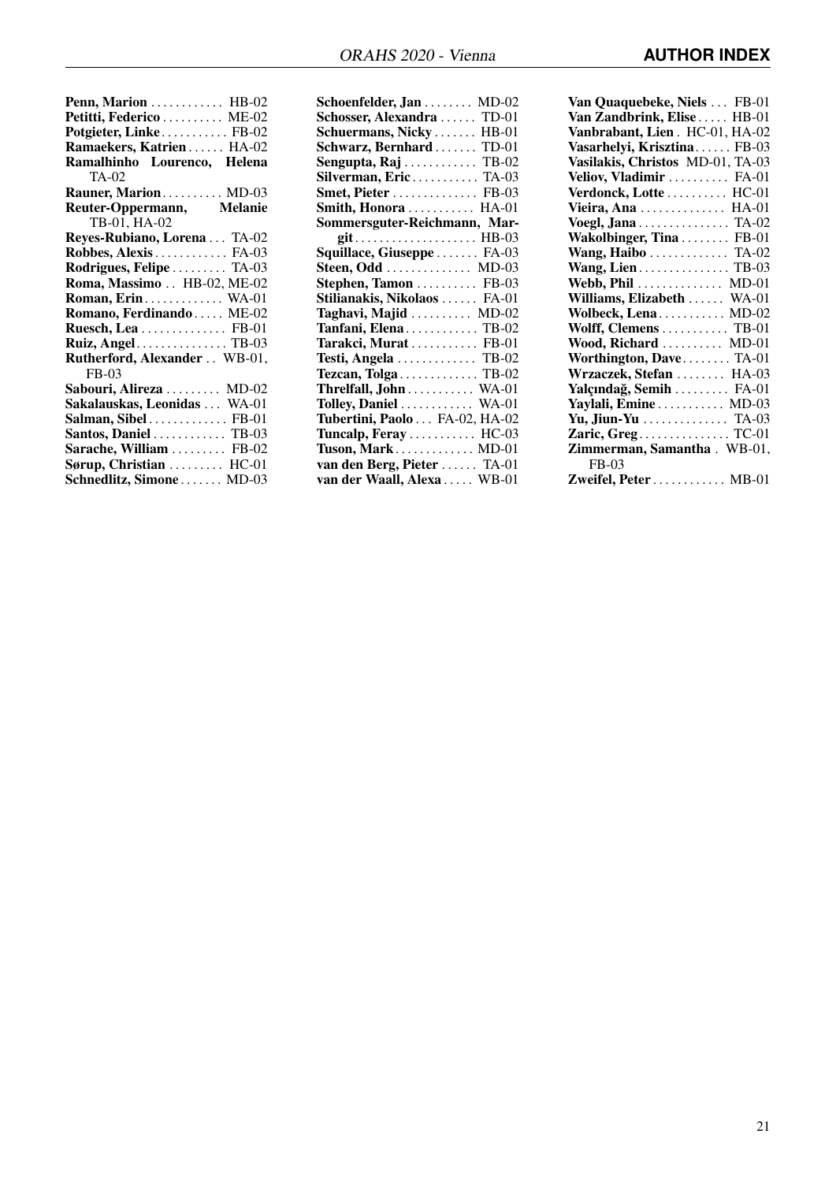**Penn, Marion** . . . . . . . . . . . . HB-02
**Petitti, Federico** . . . . . . . . . . ME-02
**Potgieter, Linke** . . . . . . . . . . . FB-02
**Ramaekers, Katrien** . . . . . . HA-02
**Ramalhinho Lourenco, Helena** TA-02
**Rauner, Marion** . . . . . . . . . . MD-03
**Reuter-Oppermann, Melanie** TB-01, HA-02
**Reyes-Rubiano, Lorena** . . . TA-02
**Robbes, Alexis** . . . . . . . . . . . . FA-03
**Rodrigues, Felipe** . . . . . . . . . TA-03
**Roma, Massimo** . . HB-02, ME-02
**Roman, Erin** . . . . . . . . . . . . . WA-01
**Romano, Ferdinando** . . . . . ME-02
**Ruesch, Lea** . . . . . . . . . . . . . . FB-01
**Ruiz, Angel** . . . . . . . . . . . . . . . TB-03
**Rutherford, Alexander** . . WB-01, FB-03
**Sabouri, Alireza** . . . . . . . . . MD-02
**Sakalauskas, Leonidas** . . . WA-01
**Salman, Sibel** . . . . . . . . . . . . . FB-01
**Santos, Daniel** . . . . . . . . . . . . TB-03
**Sarache, William** . . . . . . . . . FB-02
**Sørup, Christian** . . . . . . . . . HC-01
**Schnedlitz, Simone** . . . . . . . MD-03

**Schoenfelder, Jan** . . . . . . . . MD-02
**Schosser, Alexandra** . . . . . . TD-01
**Schuermans, Nicky** . . . . . . . HB-01
**Schwarz, Bernhard** . . . . . . . TD-01
**Sengupta, Raj** . . . . . . . . . . . . TB-02
**Silverman, Eric** . . . . . . . . . . . TA-03
**Smet, Pieter** . . . . . . . . . . . . . . FB-03
**Smith, Honora** . . . . . . . . . . . HA-01
**Sommersguter-Reichmann, Margit** . . . . . . . . . . . . . . . . . . . . HB-03
**Squillace, Giuseppe** . . . . . . . FA-03
**Steen, Odd** . . . . . . . . . . . . . . MD-03
**Stephen, Tamon** . . . . . . . . . . FB-03
**Stilianakis, Nikolaos** . . . . . . FA-01
**Taghavi, Majid** . . . . . . . . . . MD-02
**Tanfani, Elena** . . . . . . . . . . . . TB-02
**Tarakci, Murat** . . . . . . . . . . . FB-01
**Testi, Angela** . . . . . . . . . . . . . TB-02
**Tezcan, Tolga** . . . . . . . . . . . . . TB-02
**Threlfall, John** . . . . . . . . . . . WA-01
**Tolley, Daniel** . . . . . . . . . . . . WA-01
**Tubertini, Paolo** . . . FA-02, HA-02
**Tuncalp, Feray** . . . . . . . . . . . HC-03
**Tuson, Mark** . . . . . . . . . . . . . MD-01
**van den Berg, Pieter** . . . . . . TA-01
**van der Waall, Alexa** . . . . . WB-01

**Van Quaquebeke, Niels** . . . FB-01
**Van Zandbrink, Elise** . . . . . HB-01
**Vanbrabant, Lien** . HC-01, HA-02
**Vasarhelyi, Krisztina** . . . . . . FB-03
**Vasilakis, Christos** MD-01, TA-03
**Veliov, Vladimir** . . . . . . . . . . FA-01
**Verdonck, Lotte** . . . . . . . . . . HC-01
**Vieira, Ana** . . . . . . . . . . . . . . HA-01
**Voegl, Jana** . . . . . . . . . . . . . . . TA-02
**Wakolbinger, Tina** . . . . . . . . FB-01
**Wang, Haibo** . . . . . . . . . . . . . TA-02
**Wang, Lien** . . . . . . . . . . . . . . . TB-03
**Webb, Phil** . . . . . . . . . . . . . . MD-01
**Williams, Elizabeth** . . . . . . WA-01
**Wolbeck, Lena** . . . . . . . . . . . MD-02
**Wolff, Clemens** . . . . . . . . . . . TB-01
**Wood, Richard** . . . . . . . . . . MD-01
**Worthington, Dave** . . . . . . . . TA-01
**Wrzaczek, Stefan** . . . . . . . . HA-03
**Yalçındağ, Semih** . . . . . . . . . FA-01
**Yaylali, Emine** . . . . . . . . . . . MD-03
**Yu, Jiun-Yu** . . . . . . . . . . . . . . TA-03
**Zaric, Greg** . . . . . . . . . . . . . . . TC-01
**Zimmerman, Samantha** . WB-01, FB-03
**Zweifel, Peter** . . . . . . . . . . . . MB-01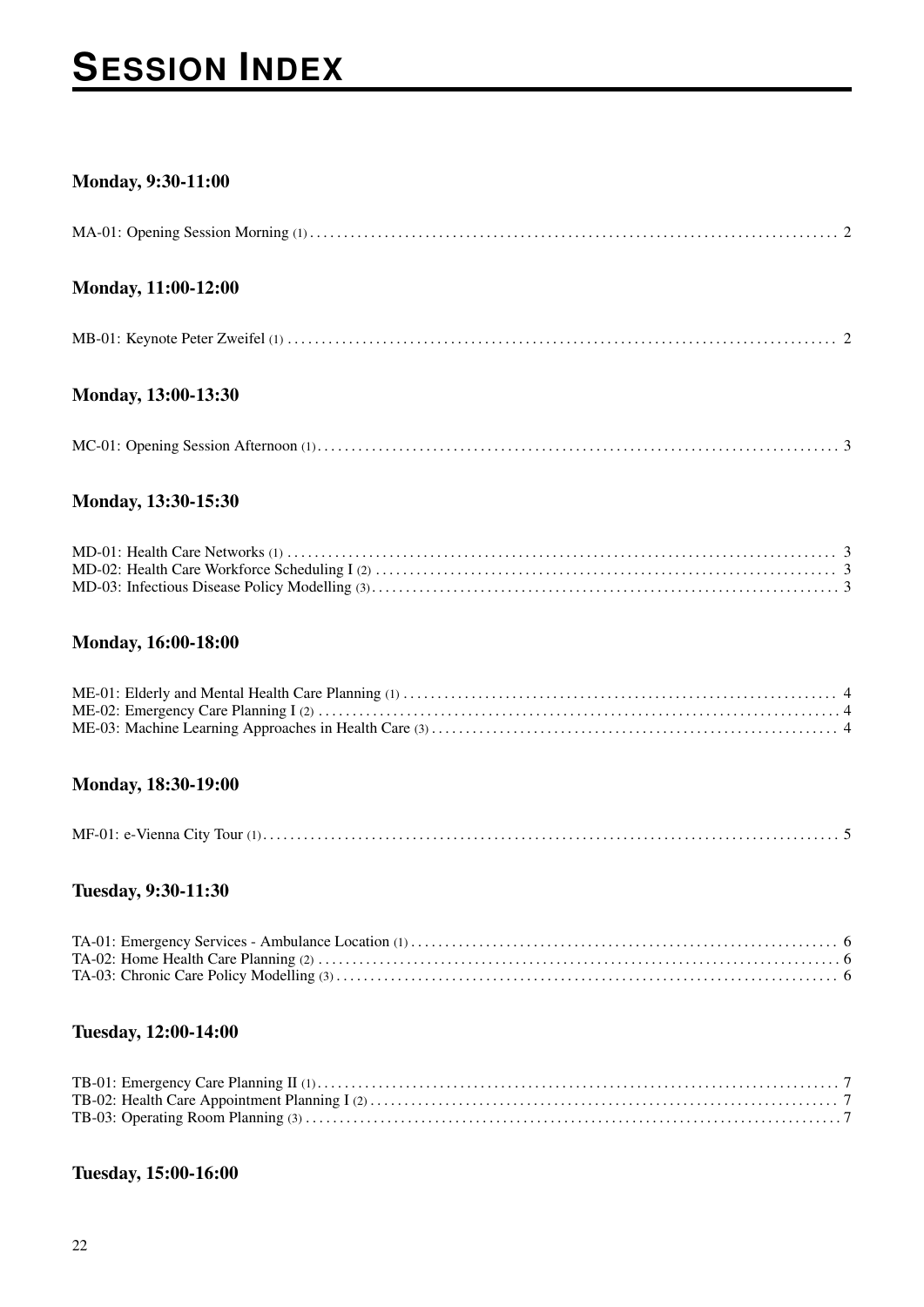# SESSION INDEX

### Monday, 9:30-11:00

MA-01: Opening Session Morning (1) .................... 2

### Monday, 11:00-12:00

MB-01: Keynote Peter Zweifel (1) .................... 2

### Monday, 13:00-13:30

MC-01: Opening Session Afternoon (1) .................... 3

### Monday, 13:30-15:30

MD-01: Health Care Networks (1) .................... 3
MD-02: Health Care Workforce Scheduling I (2) .................... 3
MD-03: Infectious Disease Policy Modelling (3) .................... 3

### Monday, 16:00-18:00

ME-01: Elderly and Mental Health Care Planning (1) .................... 4
ME-02: Emergency Care Planning I (2) .................... 4
ME-03: Machine Learning Approaches in Health Care (3) .................... 4

### Monday, 18:30-19:00

MF-01: e-Vienna City Tour (1) .................... 5

### Tuesday, 9:30-11:30

TA-01: Emergency Services - Ambulance Location (1) .................... 6
TA-02: Home Health Care Planning (2) .................... 6
TA-03: Chronic Care Policy Modelling (3) .................... 6

### Tuesday, 12:00-14:00

TB-01: Emergency Care Planning II (1) .................... 7
TB-02: Health Care Appointment Planning I (2) .................... 7
TB-03: Operating Room Planning (3) .................... 7

### Tuesday, 15:00-16:00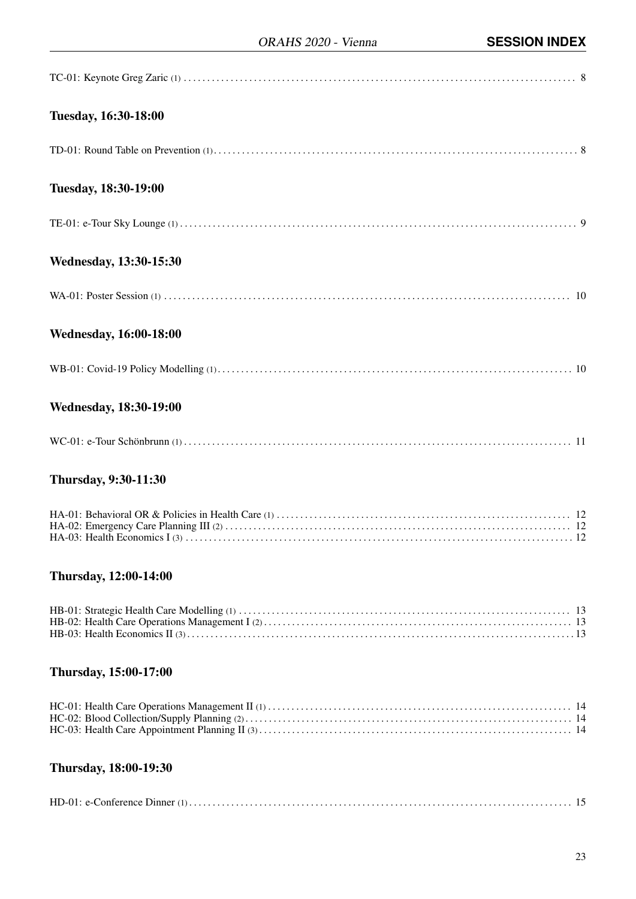TC-01: Keynote Greg Zaric (1) . . . . . . . . . . . . . . . . . . . . . . . . . . . . . . . . . . . . . . . . . . . . . . . . . . . . . . . . . . . . . . . . . . . . . . . . . . . . . . 8

## Tuesday, 16:30-18:00

TD-01: Round Table on Prevention (1) . . . . . . . . . . . . . . . . . . . . . . . . . . . . . . . . . . . . . . . . . . . . . . . . . . . . . . . . . . . . . . . . . . . . . . . 8

## Tuesday, 18:30-19:00

TE-01: e-Tour Sky Lounge (1) . . . . . . . . . . . . . . . . . . . . . . . . . . . . . . . . . . . . . . . . . . . . . . . . . . . . . . . . . . . . . . . . . . . . . . . . . . . . 9

## Wednesday, 13:30-15:30

WA-01: Poster Session (1) . . . . . . . . . . . . . . . . . . . . . . . . . . . . . . . . . . . . . . . . . . . . . . . . . . . . . . . . . . . . . . . . . . . . . . . . . . . . . . . 10

## Wednesday, 16:00-18:00

WB-01: Covid-19 Policy Modelling (1) . . . . . . . . . . . . . . . . . . . . . . . . . . . . . . . . . . . . . . . . . . . . . . . . . . . . . . . . . . . . . . . . . . . . . . 10

## Wednesday, 18:30-19:00

WC-01: e-Tour Schönbrunn (1) . . . . . . . . . . . . . . . . . . . . . . . . . . . . . . . . . . . . . . . . . . . . . . . . . . . . . . . . . . . . . . . . . . . . . . . . . . . 11

## Thursday, 9:30-11:30

HA-01: Behavioral OR & Policies in Health Care (1) . . . . . . . . . . . . . . . . . . . . . . . . . . . . . . . . . . . . . . . . . . . . . . . . . . . . . . . 12
HA-02: Emergency Care Planning III (2) . . . . . . . . . . . . . . . . . . . . . . . . . . . . . . . . . . . . . . . . . . . . . . . . . . . . . . . . . . . . . . . . . 12
HA-03: Health Economics I (3) . . . . . . . . . . . . . . . . . . . . . . . . . . . . . . . . . . . . . . . . . . . . . . . . . . . . . . . . . . . . . . . . . . . . . . . . . 12

## Thursday, 12:00-14:00

HB-01: Strategic Health Care Modelling (1) . . . . . . . . . . . . . . . . . . . . . . . . . . . . . . . . . . . . . . . . . . . . . . . . . . . . . . . . . . . . . . 13
HB-02: Health Care Operations Management I (2) . . . . . . . . . . . . . . . . . . . . . . . . . . . . . . . . . . . . . . . . . . . . . . . . . . . . . . . . 13
HB-03: Health Economics II (3) . . . . . . . . . . . . . . . . . . . . . . . . . . . . . . . . . . . . . . . . . . . . . . . . . . . . . . . . . . . . . . . . . . . . . . . . 13

## Thursday, 15:00-17:00

HC-01: Health Care Operations Management II (1) . . . . . . . . . . . . . . . . . . . . . . . . . . . . . . . . . . . . . . . . . . . . . . . . . . . . . . . . 14
HC-02: Blood Collection/Supply Planning (2) . . . . . . . . . . . . . . . . . . . . . . . . . . . . . . . . . . . . . . . . . . . . . . . . . . . . . . . . . . . . . 14
HC-03: Health Care Appointment Planning II (3) . . . . . . . . . . . . . . . . . . . . . . . . . . . . . . . . . . . . . . . . . . . . . . . . . . . . . . . . . . 14

## Thursday, 18:00-19:30

HD-01: e-Conference Dinner (1) . . . . . . . . . . . . . . . . . . . . . . . . . . . . . . . . . . . . . . . . . . . . . . . . . . . . . . . . . . . . . . . . . . . . . . . . . 15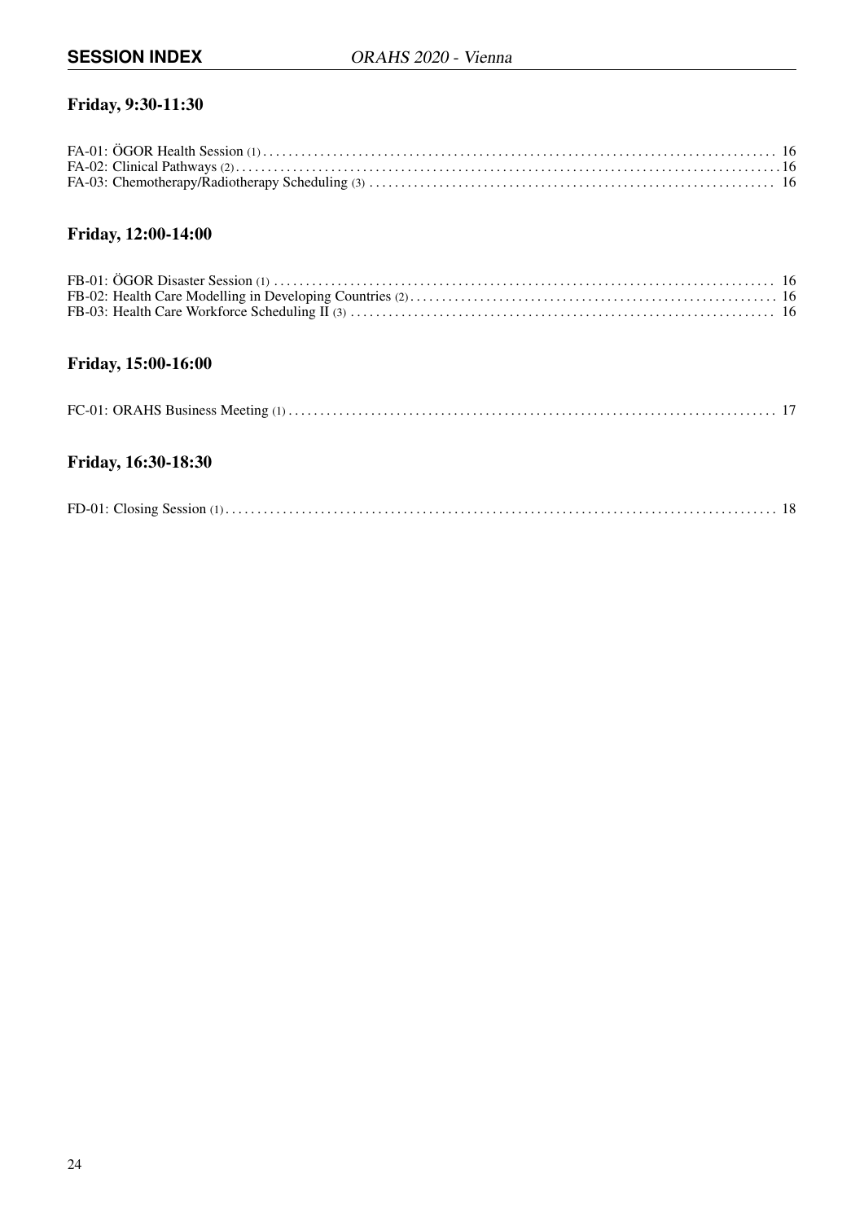## Friday, 9:30-11:30

FA-01: ÖGOR Health Session (1) ........ 16
FA-02: Clinical Pathways (2) ........ 16
FA-03: Chemotherapy/Radiotherapy Scheduling (3) ........ 16

## Friday, 12:00-14:00

FB-01: ÖGOR Disaster Session (1) ........ 16
FB-02: Health Care Modelling in Developing Countries (2) ........ 16
FB-03: Health Care Workforce Scheduling II (3) ........ 16

## Friday, 15:00-16:00

FC-01: ORAHS Business Meeting (1) ........ 17

## Friday, 16:30-18:30

FD-01: Closing Session (1) ........ 18